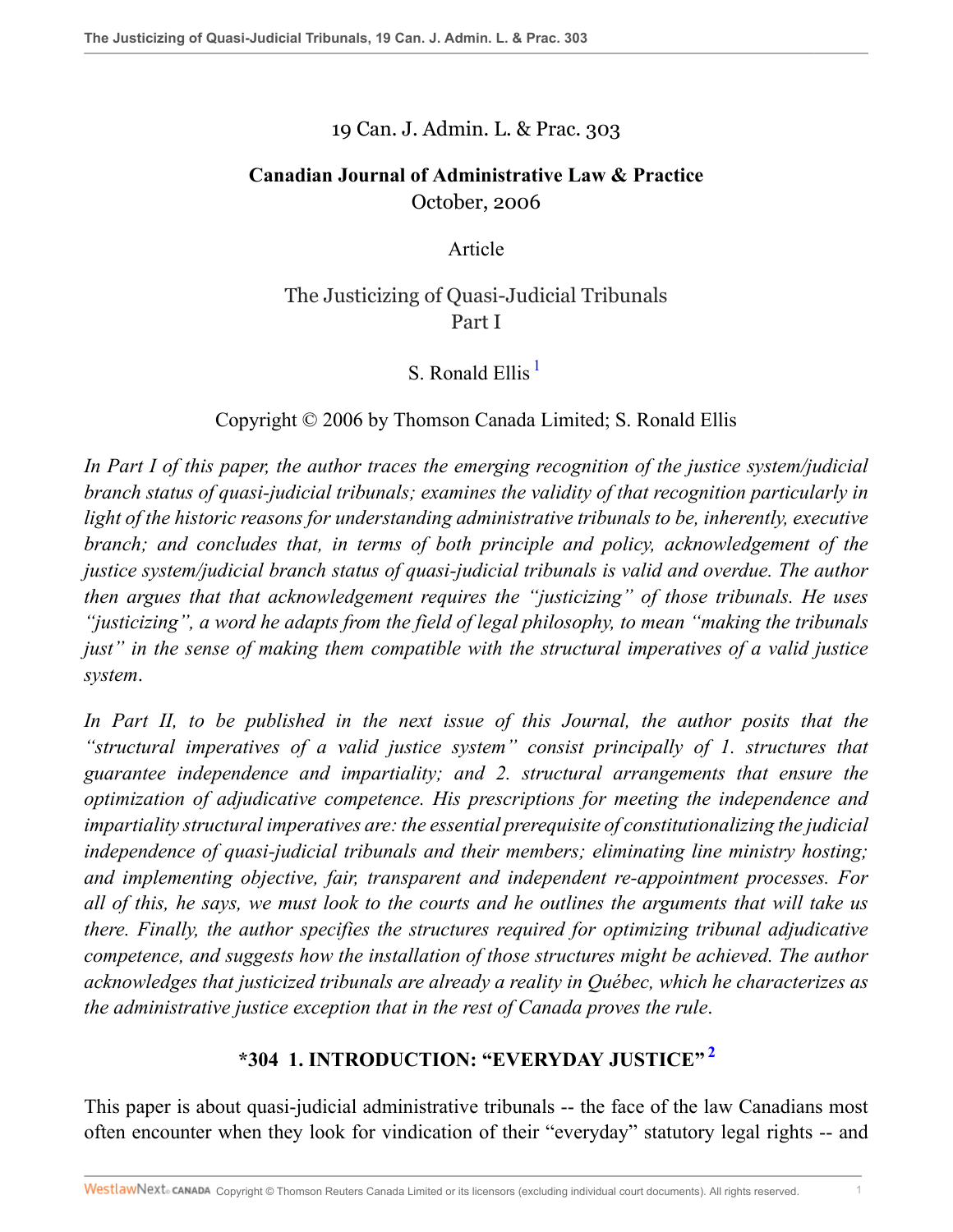19 Can. J. Admin. L. & Prac. 303

**Canadian Journal of Administrative Law & Practice**
October, 2006

Article

# The Justicizing of Quasi-Judicial Tribunals
## Part I

S. Ronald Ellis [1]

Copyright © 2006 by Thomson Canada Limited; S. Ronald Ellis

*In Part I of this paper, the author traces the emerging recognition of the justice system/judicial branch status of quasi-judicial tribunals; examines the validity of that recognition particularly in light of the historic reasons for understanding administrative tribunals to be, inherently, executive branch; and concludes that, in terms of both principle and policy, acknowledgement of the justice system/judicial branch status of quasi-judicial tribunals is valid and overdue. The author then argues that that acknowledgement requires the "justicizing" of those tribunals. He uses "justicizing", a word he adapts from the field of legal philosophy, to mean "making the tribunals just" in the sense of making them compatible with the structural imperatives of a valid justice system.*

*In Part II, to be published in the next issue of this Journal, the author posits that the "structural imperatives of a valid justice system" consist principally of 1. structures that guarantee independence and impartiality; and 2. structural arrangements that ensure the optimization of adjudicative competence. His prescriptions for meeting the independence and impartiality structural imperatives are: the essential prerequisite of constitutionalizing the judicial independence of quasi-judicial tribunals and their members; eliminating line ministry hosting; and implementing objective, fair, transparent and independent re-appointment processes. For all of this, he says, we must look to the courts and he outlines the arguments that will take us there. Finally, the author specifies the structures required for optimizing tribunal adjudicative competence, and suggests how the installation of those structures might be achieved. The author acknowledges that justicized tribunals are already a reality in Québec, which he characterizes as the administrative justice exception that in the rest of Canada proves the rule.*

## *304 1. INTRODUCTION: "EVERYDAY JUSTICE" [2]

This paper is about quasi-judicial administrative tribunals -- the face of the law Canadians most often encounter when they look for vindication of their "everyday" statutory legal rights -- and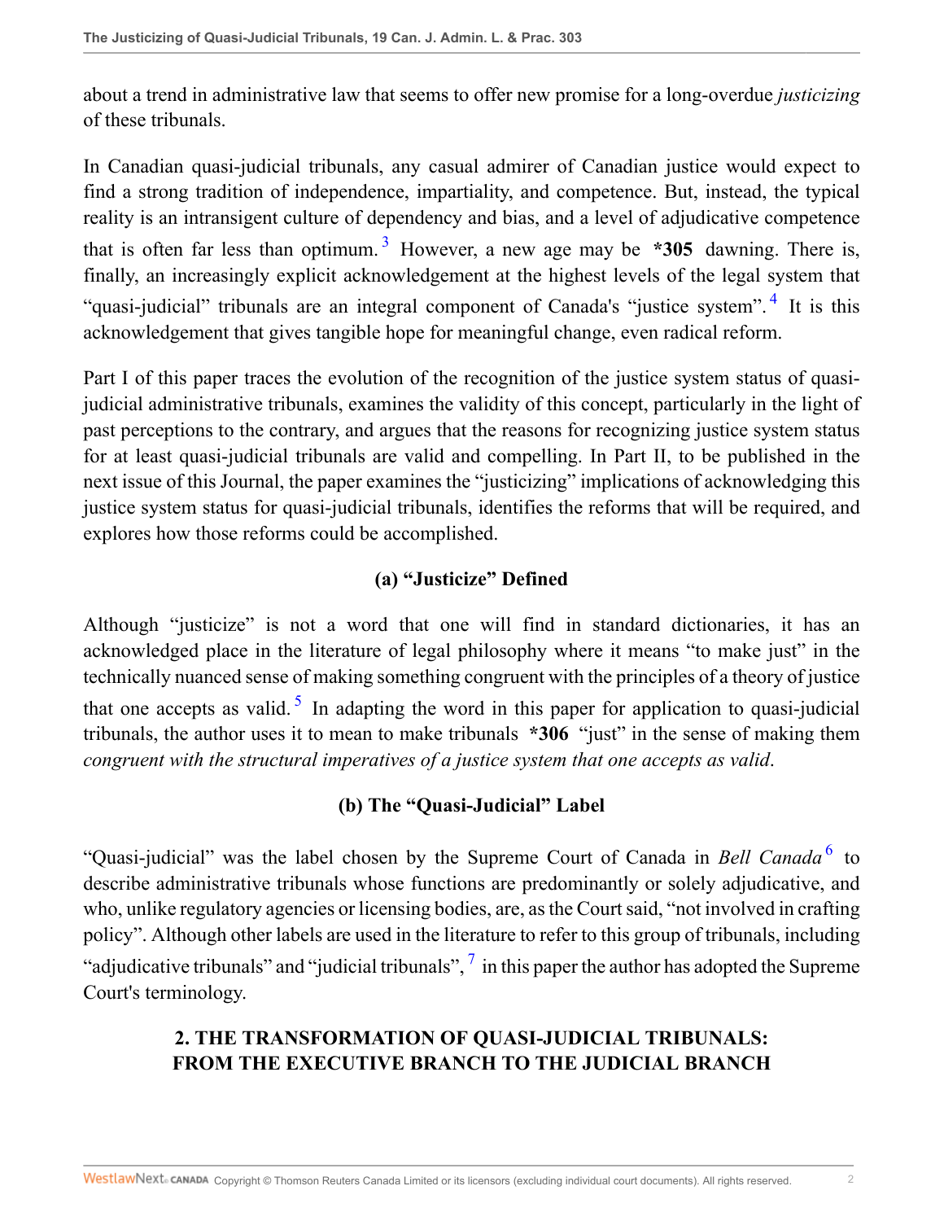about a trend in administrative law that seems to offer new promise for a long-overdue *justicizing* of these tribunals.

In Canadian quasi-judicial tribunals, any casual admirer of Canadian justice would expect to find a strong tradition of independence, impartiality, and competence. But, instead, the typical reality is an intransigent culture of dependency and bias, and a level of adjudicative competence that is often far less than optimum.[3] However, a new age may be **\*305** dawning. There is, finally, an increasingly explicit acknowledgement at the highest levels of the legal system that "quasi-judicial" tribunals are an integral component of Canada's "justice system".[4] It is this acknowledgement that gives tangible hope for meaningful change, even radical reform.

Part I of this paper traces the evolution of the recognition of the justice system status of quasi-judicial administrative tribunals, examines the validity of this concept, particularly in the light of past perceptions to the contrary, and argues that the reasons for recognizing justice system status for at least quasi-judicial tribunals are valid and compelling. In Part II, to be published in the next issue of this Journal, the paper examines the "justicizing" implications of acknowledging this justice system status for quasi-judicial tribunals, identifies the reforms that will be required, and explores how those reforms could be accomplished.

### (a) "Justicize" Defined

Although "justicize" is not a word that one will find in standard dictionaries, it has an acknowledged place in the literature of legal philosophy where it means "to make just" in the technically nuanced sense of making something congruent with the principles of a theory of justice that one accepts as valid.[5] In adapting the word in this paper for application to quasi-judicial tribunals, the author uses it to mean to make tribunals **\*306** "just" in the sense of making them *congruent with the structural imperatives of a justice system that one accepts as valid*.

### (b) The "Quasi-Judicial" Label

"Quasi-judicial" was the label chosen by the Supreme Court of Canada in *Bell Canada*[6] to describe administrative tribunals whose functions are predominantly or solely adjudicative, and who, unlike regulatory agencies or licensing bodies, are, as the Court said, "not involved in crafting policy". Although other labels are used in the literature to refer to this group of tribunals, including "adjudicative tribunals" and "judicial tribunals",[7] in this paper the author has adopted the Supreme Court's terminology.

## 2. THE TRANSFORMATION OF QUASI-JUDICIAL TRIBUNALS: FROM THE EXECUTIVE BRANCH TO THE JUDICIAL BRANCH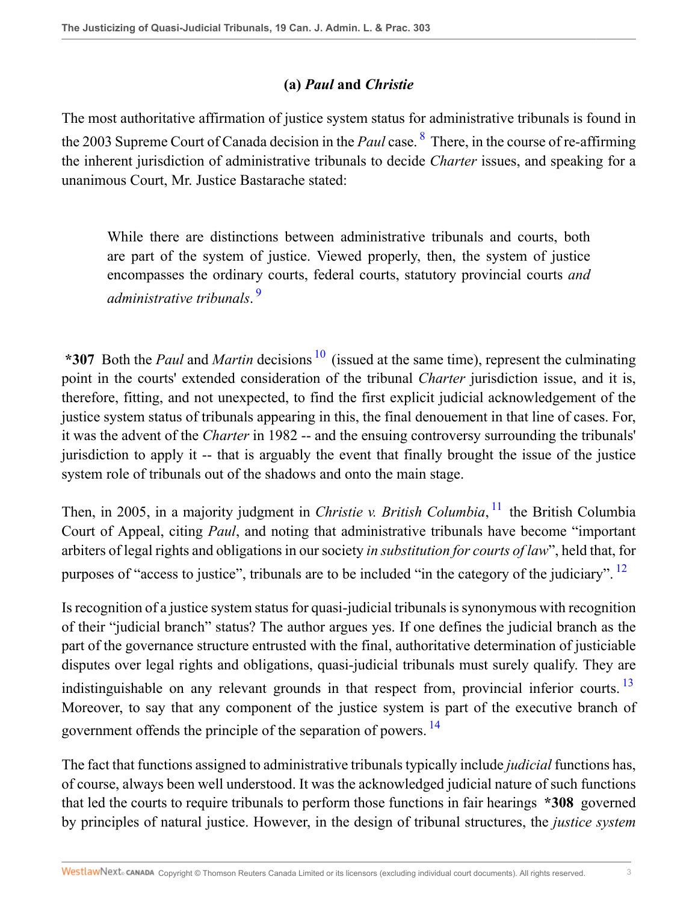### (a) *Paul* and *Christie*

The most authoritative affirmation of justice system status for administrative tribunals is found in the 2003 Supreme Court of Canada decision in the *Paul* case. [8] There, in the course of re-affirming the inherent jurisdiction of administrative tribunals to decide *Charter* issues, and speaking for a unanimous Court, Mr. Justice Bastarache stated:

> While there are distinctions between administrative tribunals and courts, both are part of the system of justice. Viewed properly, then, the system of justice encompasses the ordinary courts, federal courts, statutory provincial courts *and administrative tribunals*. [9]

**\*307** Both the *Paul* and *Martin* decisions [10] (issued at the same time), represent the culminating point in the courts' extended consideration of the tribunal *Charter* jurisdiction issue, and it is, therefore, fitting, and not unexpected, to find the first explicit judicial acknowledgement of the justice system status of tribunals appearing in this, the final denouement in that line of cases. For, it was the advent of the *Charter* in 1982 -- and the ensuing controversy surrounding the tribunals' jurisdiction to apply it -- that is arguably the event that finally brought the issue of the justice system role of tribunals out of the shadows and onto the main stage.

Then, in 2005, in a majority judgment in *Christie v. British Columbia*, [11] the British Columbia Court of Appeal, citing *Paul*, and noting that administrative tribunals have become "important arbiters of legal rights and obligations in our society *in substitution for courts of law*", held that, for purposes of "access to justice", tribunals are to be included "in the category of the judiciary". [12]

Is recognition of a justice system status for quasi-judicial tribunals is synonymous with recognition of their "judicial branch" status? The author argues yes. If one defines the judicial branch as the part of the governance structure entrusted with the final, authoritative determination of justiciable disputes over legal rights and obligations, quasi-judicial tribunals must surely qualify. They are indistinguishable on any relevant grounds in that respect from, provincial inferior courts. [13] Moreover, to say that any component of the justice system is part of the executive branch of government offends the principle of the separation of powers. [14]

The fact that functions assigned to administrative tribunals typically include *judicial* functions has, of course, always been well understood. It was the acknowledged judicial nature of such functions that led the courts to require tribunals to perform those functions in fair hearings **\*308** governed by principles of natural justice. However, in the design of tribunal structures, the *justice system*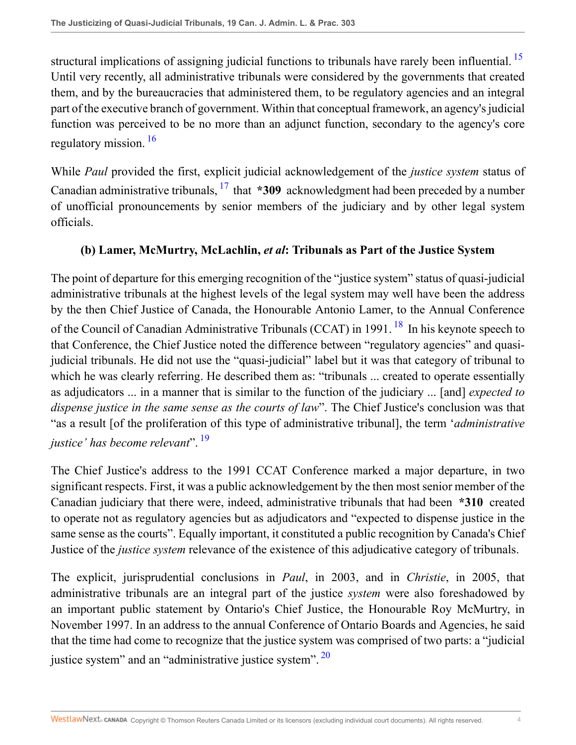structural implications of assigning judicial functions to tribunals have rarely been influential. [15] Until very recently, all administrative tribunals were considered by the governments that created them, and by the bureaucracies that administered them, to be regulatory agencies and an integral part of the executive branch of government. Within that conceptual framework, an agency's judicial function was perceived to be no more than an adjunct function, secondary to the agency's core regulatory mission. [16]

While *Paul* provided the first, explicit judicial acknowledgement of the *justice system* status of Canadian administrative tribunals, [17] that **\*309** acknowledgment had been preceded by a number of unofficial pronouncements by senior members of the judiciary and by other legal system officials.

### (b) Lamer, McMurtry, McLachlin, *et al*: Tribunals as Part of the Justice System

The point of departure for this emerging recognition of the "justice system" status of quasi-judicial administrative tribunals at the highest levels of the legal system may well have been the address by the then Chief Justice of Canada, the Honourable Antonio Lamer, to the Annual Conference of the Council of Canadian Administrative Tribunals (CCAT) in 1991. [18] In his keynote speech to that Conference, the Chief Justice noted the difference between "regulatory agencies" and quasi-judicial tribunals. He did not use the "quasi-judicial" label but it was that category of tribunal to which he was clearly referring. He described them as: "tribunals ... created to operate essentially as adjudicators ... in a manner that is similar to the function of the judiciary ... [and] *expected to dispense justice in the same sense as the courts of law*". The Chief Justice's conclusion was that "as a result [of the proliferation of this type of administrative tribunal], the term '*administrative justice' has become relevant*". [19]

The Chief Justice's address to the 1991 CCAT Conference marked a major departure, in two significant respects. First, it was a public acknowledgement by the then most senior member of the Canadian judiciary that there were, indeed, administrative tribunals that had been **\*310** created to operate not as regulatory agencies but as adjudicators and "expected to dispense justice in the same sense as the courts". Equally important, it constituted a public recognition by Canada's Chief Justice of the *justice system* relevance of the existence of this adjudicative category of tribunals.

The explicit, jurisprudential conclusions in *Paul*, in 2003, and in *Christie*, in 2005, that administrative tribunals are an integral part of the justice *system* were also foreshadowed by an important public statement by Ontario's Chief Justice, the Honourable Roy McMurtry, in November 1997. In an address to the annual Conference of Ontario Boards and Agencies, he said that the time had come to recognize that the justice system was comprised of two parts: a "judicial justice system" and an "administrative justice system". [20]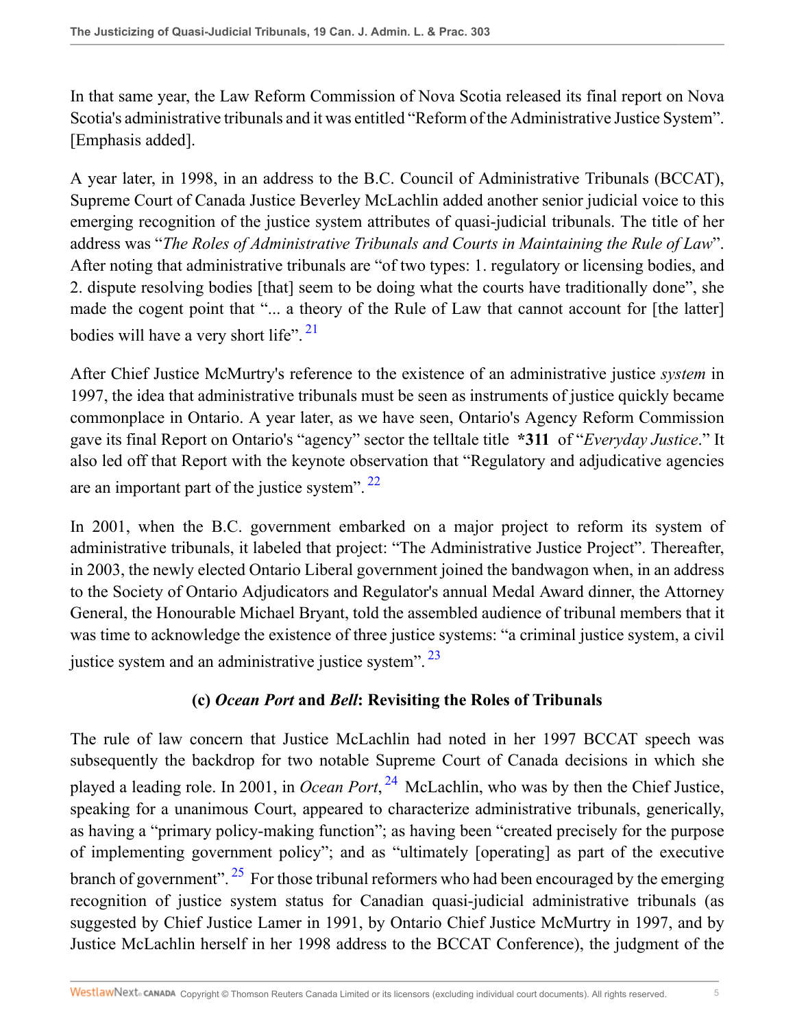In that same year, the Law Reform Commission of Nova Scotia released its final report on Nova Scotia's administrative tribunals and it was entitled "Reform of the Administrative Justice System". [Emphasis added].

A year later, in 1998, in an address to the B.C. Council of Administrative Tribunals (BCCAT), Supreme Court of Canada Justice Beverley McLachlin added another senior judicial voice to this emerging recognition of the justice system attributes of quasi-judicial tribunals. The title of her address was "*The Roles of Administrative Tribunals and Courts in Maintaining the Rule of Law*". After noting that administrative tribunals are "of two types: 1. regulatory or licensing bodies, and 2. dispute resolving bodies [that] seem to be doing what the courts have traditionally done", she made the cogent point that "... a theory of the Rule of Law that cannot account for [the latter] bodies will have a very short life". [21]

After Chief Justice McMurtry's reference to the existence of an administrative justice *system* in 1997, the idea that administrative tribunals must be seen as instruments of justice quickly became commonplace in Ontario. A year later, as we have seen, Ontario's Agency Reform Commission gave its final Report on Ontario's "agency" sector the telltale title **\*311** of "*Everyday Justice*." It also led off that Report with the keynote observation that "Regulatory and adjudicative agencies are an important part of the justice system". [22]

In 2001, when the B.C. government embarked on a major project to reform its system of administrative tribunals, it labeled that project: "The Administrative Justice Project". Thereafter, in 2003, the newly elected Ontario Liberal government joined the bandwagon when, in an address to the Society of Ontario Adjudicators and Regulator's annual Medal Award dinner, the Attorney General, the Honourable Michael Bryant, told the assembled audience of tribunal members that it was time to acknowledge the existence of three justice systems: "a criminal justice system, a civil justice system and an administrative justice system". [23]

### (c) *Ocean Port* and *Bell*: Revisiting the Roles of Tribunals

The rule of law concern that Justice McLachlin had noted in her 1997 BCCAT speech was subsequently the backdrop for two notable Supreme Court of Canada decisions in which she played a leading role. In 2001, in *Ocean Port*, [24] McLachlin, who was by then the Chief Justice, speaking for a unanimous Court, appeared to characterize administrative tribunals, generically, as having a "primary policy-making function"; as having been "created precisely for the purpose of implementing government policy"; and as "ultimately [operating] as part of the executive branch of government". [25] For those tribunal reformers who had been encouraged by the emerging recognition of justice system status for Canadian quasi-judicial administrative tribunals (as suggested by Chief Justice Lamer in 1991, by Ontario Chief Justice McMurtry in 1997, and by Justice McLachlin herself in her 1998 address to the BCCAT Conference), the judgment of the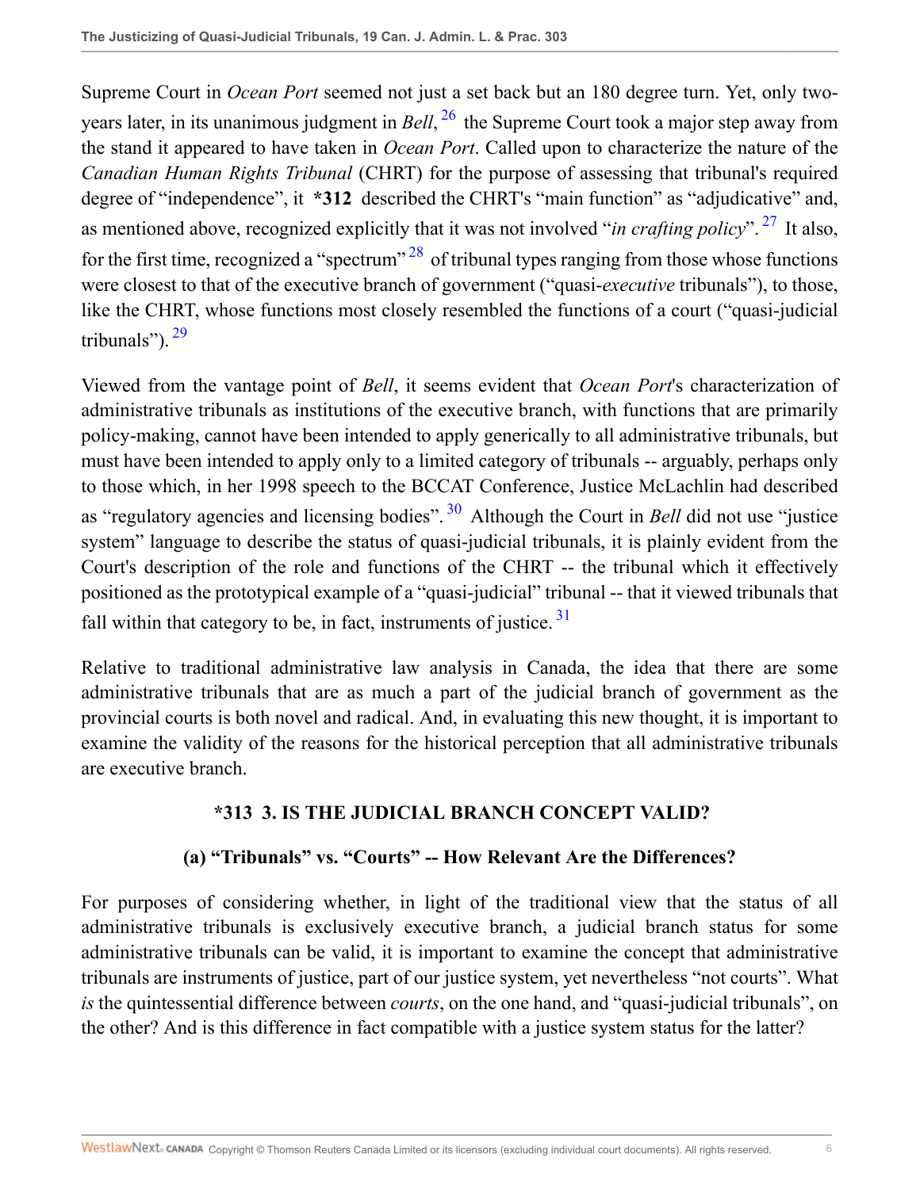Supreme Court in *Ocean Port* seemed not just a set back but an 180 degree turn. Yet, only two-years later, in its unanimous judgment in *Bell*,[26] the Supreme Court took a major step away from the stand it appeared to have taken in *Ocean Port*. Called upon to characterize the nature of the *Canadian Human Rights Tribunal* (CHRT) for the purpose of assessing that tribunal's required degree of "independence", it **\*312** described the CHRT's "main function" as "adjudicative" and, as mentioned above, recognized explicitly that it was not involved "*in crafting policy*".[27] It also, for the first time, recognized a "spectrum"[28] of tribunal types ranging from those whose functions were closest to that of the executive branch of government ("quasi-*executive* tribunals"), to those, like the CHRT, whose functions most closely resembled the functions of a court ("quasi-judicial tribunals").[29]

Viewed from the vantage point of *Bell*, it seems evident that *Ocean Port*'s characterization of administrative tribunals as institutions of the executive branch, with functions that are primarily policy-making, cannot have been intended to apply generically to all administrative tribunals, but must have been intended to apply only to a limited category of tribunals -- arguably, perhaps only to those which, in her 1998 speech to the BCCAT Conference, Justice McLachlin had described as "regulatory agencies and licensing bodies".[30] Although the Court in *Bell* did not use "justice system" language to describe the status of quasi-judicial tribunals, it is plainly evident from the Court's description of the role and functions of the CHRT -- the tribunal which it effectively positioned as the prototypical example of a "quasi-judicial" tribunal -- that it viewed tribunals that fall within that category to be, in fact, instruments of justice.[31]

Relative to traditional administrative law analysis in Canada, the idea that there are some administrative tribunals that are as much a part of the judicial branch of government as the provincial courts is both novel and radical. And, in evaluating this new thought, it is important to examine the validity of the reasons for the historical perception that all administrative tribunals are executive branch.

## \*313 3. IS THE JUDICIAL BRANCH CONCEPT VALID?

### (a) "Tribunals" vs. "Courts" -- How Relevant Are the Differences?

For purposes of considering whether, in light of the traditional view that the status of all administrative tribunals is exclusively executive branch, a judicial branch status for some administrative tribunals can be valid, it is important to examine the concept that administrative tribunals are instruments of justice, part of our justice system, yet nevertheless "not courts". What *is* the quintessential difference between *courts*, on the one hand, and "quasi-judicial tribunals", on the other? And is this difference in fact compatible with a justice system status for the latter?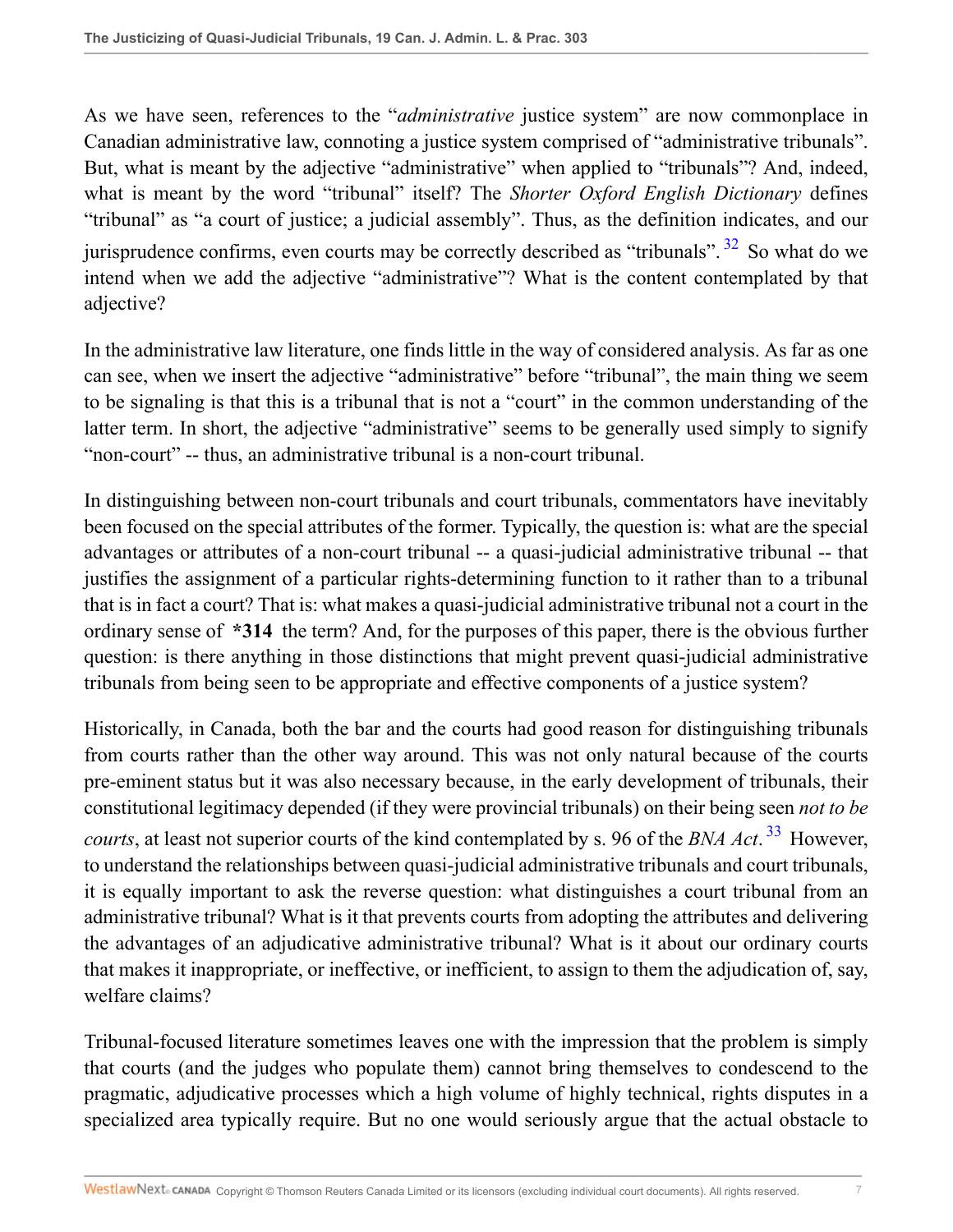As we have seen, references to the "*administrative* justice system" are now commonplace in Canadian administrative law, connoting a justice system comprised of "administrative tribunals". But, what is meant by the adjective "administrative" when applied to "tribunals"? And, indeed, what is meant by the word "tribunal" itself? The *Shorter Oxford English Dictionary* defines "tribunal" as "a court of justice; a judicial assembly". Thus, as the definition indicates, and our jurisprudence confirms, even courts may be correctly described as "tribunals".[32] So what do we intend when we add the adjective "administrative"? What is the content contemplated by that adjective?

In the administrative law literature, one finds little in the way of considered analysis. As far as one can see, when we insert the adjective "administrative" before "tribunal", the main thing we seem to be signaling is that this is a tribunal that is not a "court" in the common understanding of the latter term. In short, the adjective "administrative" seems to be generally used simply to signify "non-court" -- thus, an administrative tribunal is a non-court tribunal.

In distinguishing between non-court tribunals and court tribunals, commentators have inevitably been focused on the special attributes of the former. Typically, the question is: what are the special advantages or attributes of a non-court tribunal -- a quasi-judicial administrative tribunal -- that justifies the assignment of a particular rights-determining function to it rather than to a tribunal that is in fact a court? That is: what makes a quasi-judicial administrative tribunal not a court in the ordinary sense of **\*314** the term? And, for the purposes of this paper, there is the obvious further question: is there anything in those distinctions that might prevent quasi-judicial administrative tribunals from being seen to be appropriate and effective components of a justice system?

Historically, in Canada, both the bar and the courts had good reason for distinguishing tribunals from courts rather than the other way around. This was not only natural because of the courts pre-eminent status but it was also necessary because, in the early development of tribunals, their constitutional legitimacy depended (if they were provincial tribunals) on their being seen *not to be courts*, at least not superior courts of the kind contemplated by s. 96 of the *BNA Act*.[33] However, to understand the relationships between quasi-judicial administrative tribunals and court tribunals, it is equally important to ask the reverse question: what distinguishes a court tribunal from an administrative tribunal? What is it that prevents courts from adopting the attributes and delivering the advantages of an adjudicative administrative tribunal? What is it about our ordinary courts that makes it inappropriate, or ineffective, or inefficient, to assign to them the adjudication of, say, welfare claims?

Tribunal-focused literature sometimes leaves one with the impression that the problem is simply that courts (and the judges who populate them) cannot bring themselves to condescend to the pragmatic, adjudicative processes which a high volume of highly technical, rights disputes in a specialized area typically require. But no one would seriously argue that the actual obstacle to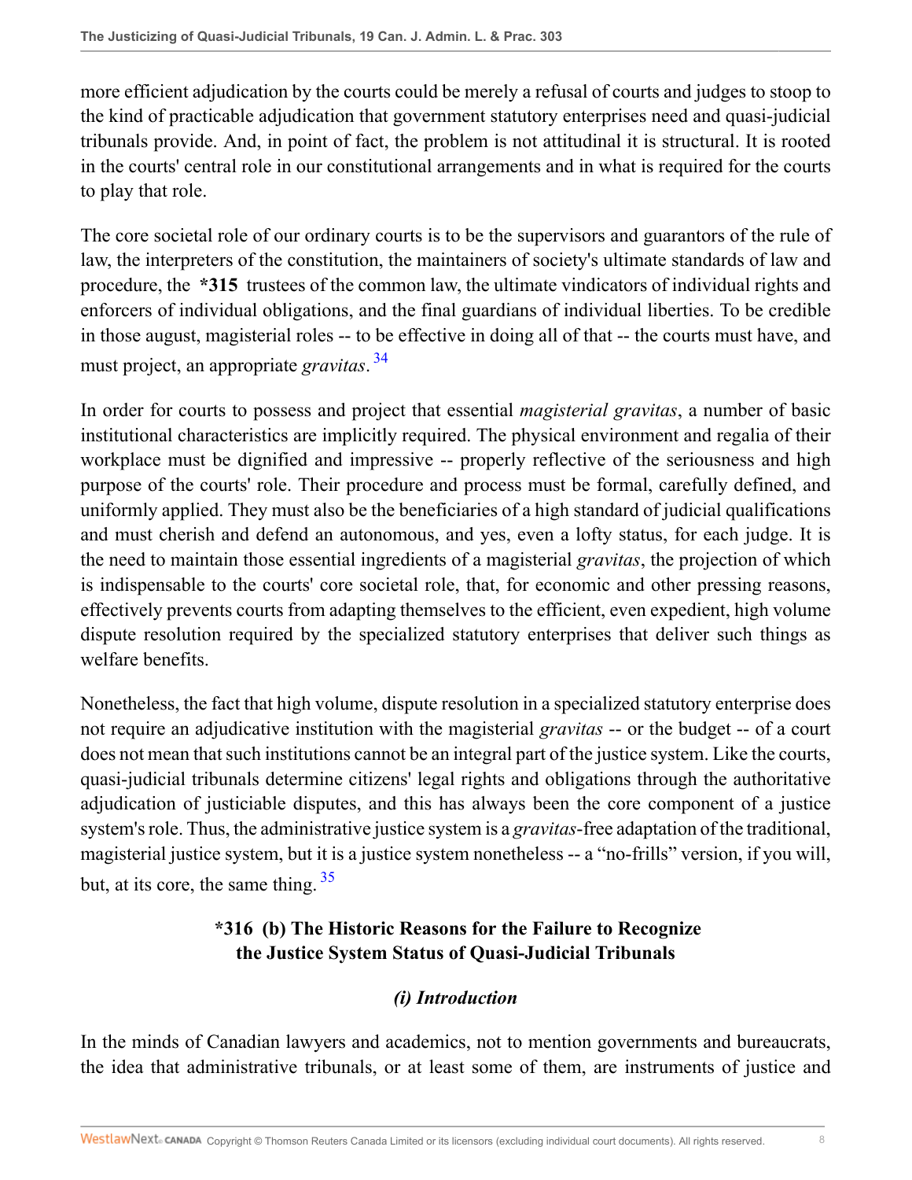more efficient adjudication by the courts could be merely a refusal of courts and judges to stoop to the kind of practicable adjudication that government statutory enterprises need and quasi-judicial tribunals provide. And, in point of fact, the problem is not attitudinal it is structural. It is rooted in the courts' central role in our constitutional arrangements and in what is required for the courts to play that role.

The core societal role of our ordinary courts is to be the supervisors and guarantors of the rule of law, the interpreters of the constitution, the maintainers of society's ultimate standards of law and procedure, the **\*315** trustees of the common law, the ultimate vindicators of individual rights and enforcers of individual obligations, and the final guardians of individual liberties. To be credible in those august, magisterial roles -- to be effective in doing all of that -- the courts must have, and must project, an appropriate *gravitas*. [34]

In order for courts to possess and project that essential *magisterial gravitas*, a number of basic institutional characteristics are implicitly required. The physical environment and regalia of their workplace must be dignified and impressive -- properly reflective of the seriousness and high purpose of the courts' role. Their procedure and process must be formal, carefully defined, and uniformly applied. They must also be the beneficiaries of a high standard of judicial qualifications and must cherish and defend an autonomous, and yes, even a lofty status, for each judge. It is the need to maintain those essential ingredients of a magisterial *gravitas*, the projection of which is indispensable to the courts' core societal role, that, for economic and other pressing reasons, effectively prevents courts from adapting themselves to the efficient, even expedient, high volume dispute resolution required by the specialized statutory enterprises that deliver such things as welfare benefits.

Nonetheless, the fact that high volume, dispute resolution in a specialized statutory enterprise does not require an adjudicative institution with the magisterial *gravitas* -- or the budget -- of a court does not mean that such institutions cannot be an integral part of the justice system. Like the courts, quasi-judicial tribunals determine citizens' legal rights and obligations through the authoritative adjudication of justiciable disputes, and this has always been the core component of a justice system's role. Thus, the administrative justice system is a *gravitas*-free adaptation of the traditional, magisterial justice system, but it is a justice system nonetheless -- a "no-frills" version, if you will, but, at its core, the same thing. [35]

## \*316 (b) The Historic Reasons for the Failure to Recognize the Justice System Status of Quasi-Judicial Tribunals

### *(i) Introduction*

In the minds of Canadian lawyers and academics, not to mention governments and bureaucrats, the idea that administrative tribunals, or at least some of them, are instruments of justice and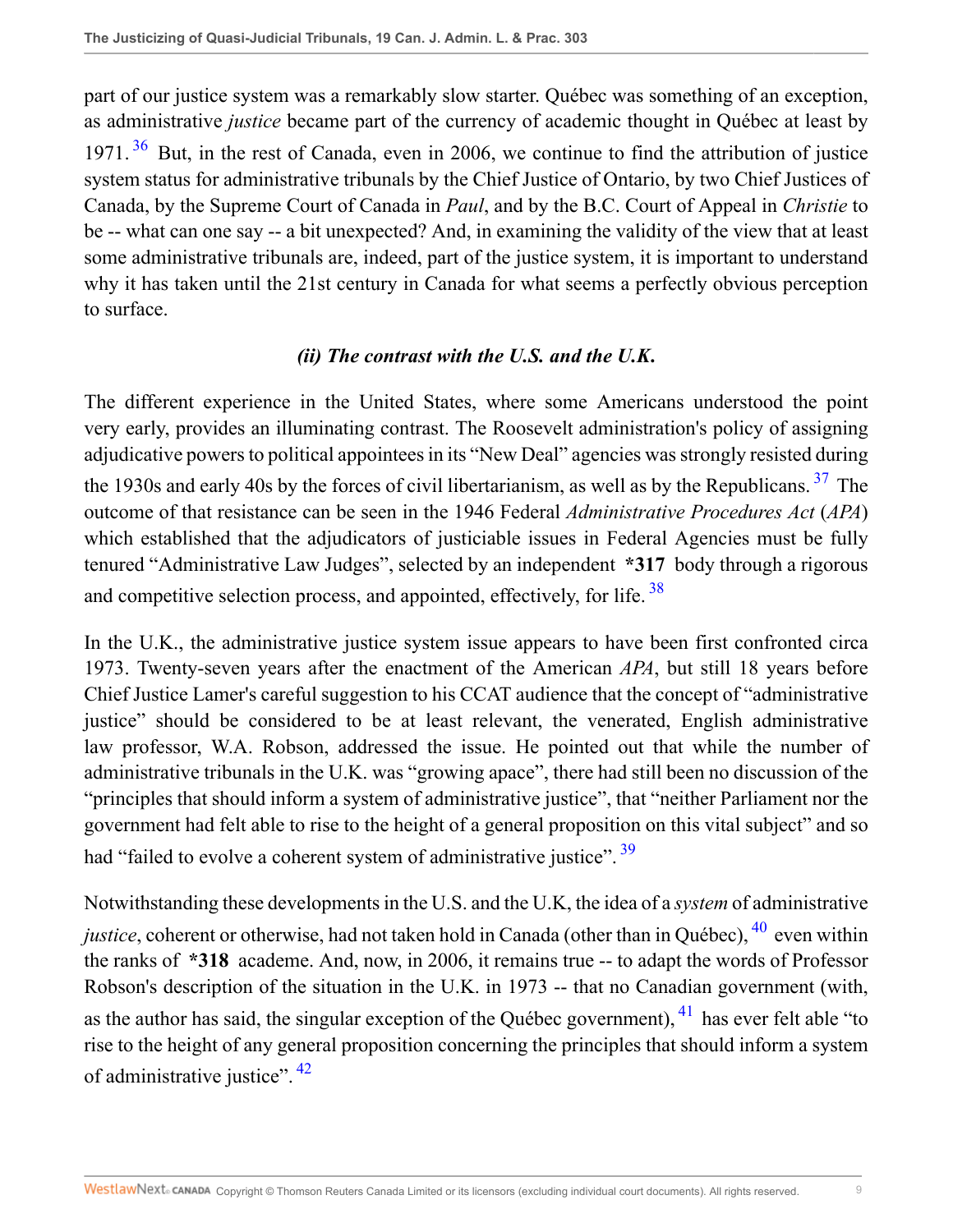part of our justice system was a remarkably slow starter. Québec was something of an exception, as administrative *justice* became part of the currency of academic thought in Québec at least by 1971.[36] But, in the rest of Canada, even in 2006, we continue to find the attribution of justice system status for administrative tribunals by the Chief Justice of Ontario, by two Chief Justices of Canada, by the Supreme Court of Canada in *Paul*, and by the B.C. Court of Appeal in *Christie* to be -- what can one say -- a bit unexpected? And, in examining the validity of the view that at least some administrative tribunals are, indeed, part of the justice system, it is important to understand why it has taken until the 21st century in Canada for what seems a perfectly obvious perception to surface.

### *(ii) The contrast with the U.S. and the U.K.*

The different experience in the United States, where some Americans understood the point very early, provides an illuminating contrast. The Roosevelt administration's policy of assigning adjudicative powers to political appointees in its "New Deal" agencies was strongly resisted during the 1930s and early 40s by the forces of civil libertarianism, as well as by the Republicans.[37] The outcome of that resistance can be seen in the 1946 Federal *Administrative Procedures Act* (*APA*) which established that the adjudicators of justiciable issues in Federal Agencies must be fully tenured "Administrative Law Judges", selected by an independent **\*317** body through a rigorous and competitive selection process, and appointed, effectively, for life.[38]

In the U.K., the administrative justice system issue appears to have been first confronted circa 1973. Twenty-seven years after the enactment of the American *APA*, but still 18 years before Chief Justice Lamer's careful suggestion to his CCAT audience that the concept of "administrative justice" should be considered to be at least relevant, the venerated, English administrative law professor, W.A. Robson, addressed the issue. He pointed out that while the number of administrative tribunals in the U.K. was "growing apace", there had still been no discussion of the "principles that should inform a system of administrative justice", that "neither Parliament nor the government had felt able to rise to the height of a general proposition on this vital subject" and so had "failed to evolve a coherent system of administrative justice".[39]

Notwithstanding these developments in the U.S. and the U.K, the idea of a *system* of administrative *justice*, coherent or otherwise, had not taken hold in Canada (other than in Québec),[40] even within the ranks of **\*318** academe. And, now, in 2006, it remains true -- to adapt the words of Professor Robson's description of the situation in the U.K. in 1973 -- that no Canadian government (with, as the author has said, the singular exception of the Québec government),[41] has ever felt able "to rise to the height of any general proposition concerning the principles that should inform a system of administrative justice".[42]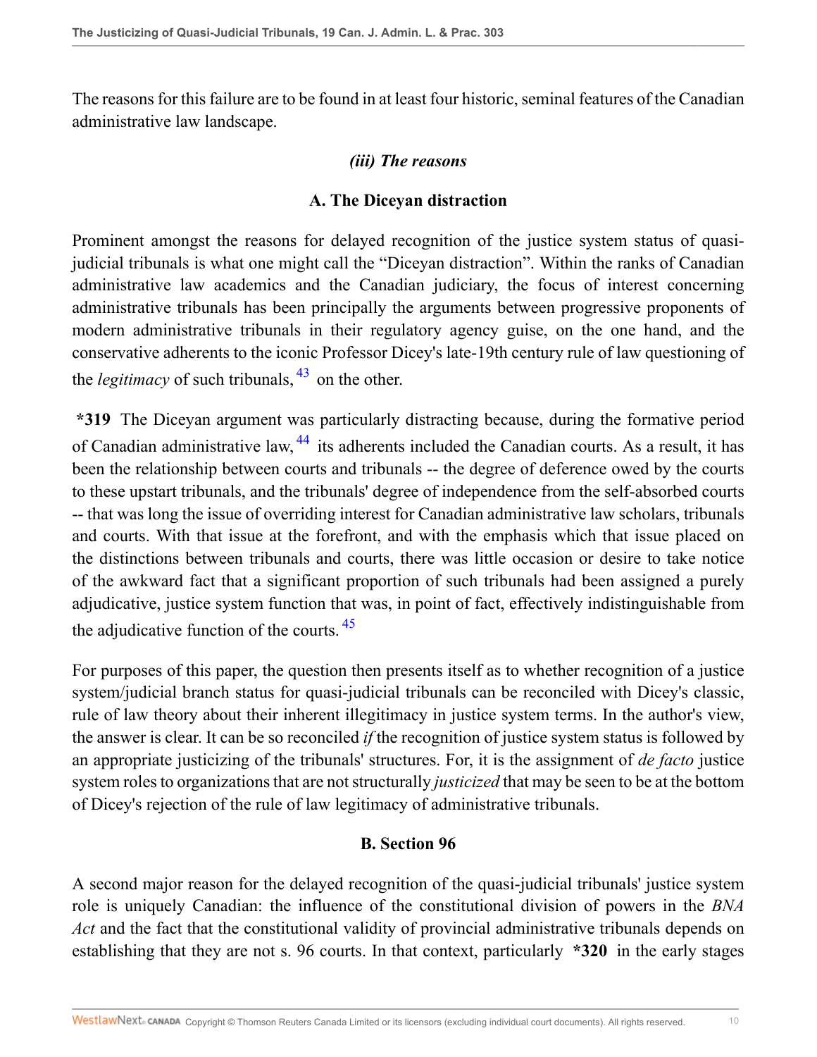The reasons for this failure are to be found in at least four historic, seminal features of the Canadian administrative law landscape.

### *(iii) The reasons*

### A. The Diceyan distraction

Prominent amongst the reasons for delayed recognition of the justice system status of quasi-judicial tribunals is what one might call the "Diceyan distraction". Within the ranks of Canadian administrative law academics and the Canadian judiciary, the focus of interest concerning administrative tribunals has been principally the arguments between progressive proponents of modern administrative tribunals in their regulatory agency guise, on the one hand, and the conservative adherents to the iconic Professor Dicey's late-19th century rule of law questioning of the *legitimacy* of such tribunals, [43] on the other.

**\*319** The Diceyan argument was particularly distracting because, during the formative period of Canadian administrative law, [44] its adherents included the Canadian courts. As a result, it has been the relationship between courts and tribunals -- the degree of deference owed by the courts to these upstart tribunals, and the tribunals' degree of independence from the self-absorbed courts -- that was long the issue of overriding interest for Canadian administrative law scholars, tribunals and courts. With that issue at the forefront, and with the emphasis which that issue placed on the distinctions between tribunals and courts, there was little occasion or desire to take notice of the awkward fact that a significant proportion of such tribunals had been assigned a purely adjudicative, justice system function that was, in point of fact, effectively indistinguishable from the adjudicative function of the courts. [45]

For purposes of this paper, the question then presents itself as to whether recognition of a justice system/judicial branch status for quasi-judicial tribunals can be reconciled with Dicey's classic, rule of law theory about their inherent illegitimacy in justice system terms. In the author's view, the answer is clear. It can be so reconciled *if* the recognition of justice system status is followed by an appropriate justicizing of the tribunals' structures. For, it is the assignment of *de facto* justice system roles to organizations that are not structurally *justicized* that may be seen to be at the bottom of Dicey's rejection of the rule of law legitimacy of administrative tribunals.

### B. Section 96

A second major reason for the delayed recognition of the quasi-judicial tribunals' justice system role is uniquely Canadian: the influence of the constitutional division of powers in the *BNA Act* and the fact that the constitutional validity of provincial administrative tribunals depends on establishing that they are not s. 96 courts. In that context, particularly **\*320** in the early stages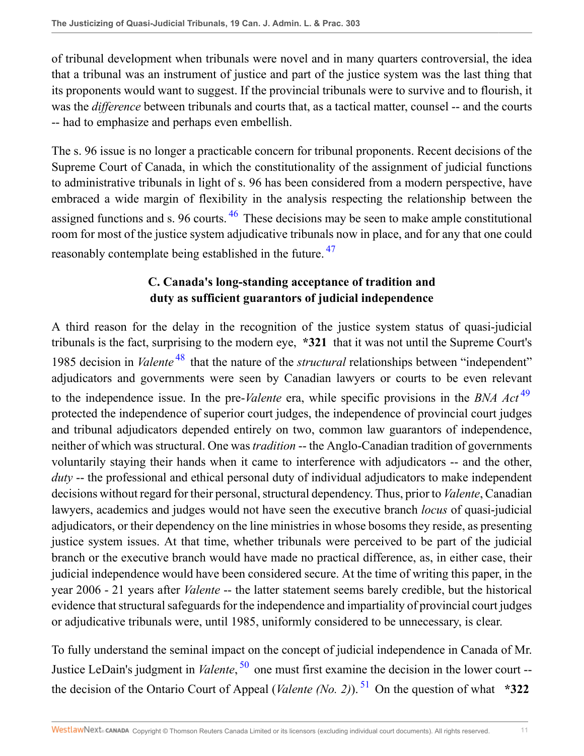of tribunal development when tribunals were novel and in many quarters controversial, the idea that a tribunal was an instrument of justice and part of the justice system was the last thing that its proponents would want to suggest. If the provincial tribunals were to survive and to flourish, it was the *difference* between tribunals and courts that, as a tactical matter, counsel -- and the courts -- had to emphasize and perhaps even embellish.

The s. 96 issue is no longer a practicable concern for tribunal proponents. Recent decisions of the Supreme Court of Canada, in which the constitutionality of the assignment of judicial functions to administrative tribunals in light of s. 96 has been considered from a modern perspective, have embraced a wide margin of flexibility in the analysis respecting the relationship between the assigned functions and s. 96 courts. [46] These decisions may be seen to make ample constitutional room for most of the justice system adjudicative tribunals now in place, and for any that one could reasonably contemplate being established in the future. [47]

### C. Canada's long-standing acceptance of tradition and duty as sufficient guarantors of judicial independence

A third reason for the delay in the recognition of the justice system status of quasi-judicial tribunals is the fact, surprising to the modern eye, **\*321** that it was not until the Supreme Court's 1985 decision in *Valente* [48] that the nature of the *structural* relationships between "independent" adjudicators and governments were seen by Canadian lawyers or courts to be even relevant to the independence issue. In the pre-*Valente* era, while specific provisions in the *BNA Act* [49] protected the independence of superior court judges, the independence of provincial court judges and tribunal adjudicators depended entirely on two, common law guarantors of independence, neither of which was structural. One was *tradition* -- the Anglo-Canadian tradition of governments voluntarily staying their hands when it came to interference with adjudicators -- and the other, *duty* -- the professional and ethical personal duty of individual adjudicators to make independent decisions without regard for their personal, structural dependency. Thus, prior to *Valente*, Canadian lawyers, academics and judges would not have seen the executive branch *locus* of quasi-judicial adjudicators, or their dependency on the line ministries in whose bosoms they reside, as presenting justice system issues. At that time, whether tribunals were perceived to be part of the judicial branch or the executive branch would have made no practical difference, as, in either case, their judicial independence would have been considered secure. At the time of writing this paper, in the year 2006 - 21 years after *Valente* -- the latter statement seems barely credible, but the historical evidence that structural safeguards for the independence and impartiality of provincial court judges or adjudicative tribunals were, until 1985, uniformly considered to be unnecessary, is clear.

To fully understand the seminal impact on the concept of judicial independence in Canada of Mr. Justice LeDain's judgment in *Valente*, [50] one must first examine the decision in the lower court -- the decision of the Ontario Court of Appeal (*Valente (No. 2)*). [51] On the question of what **\*322**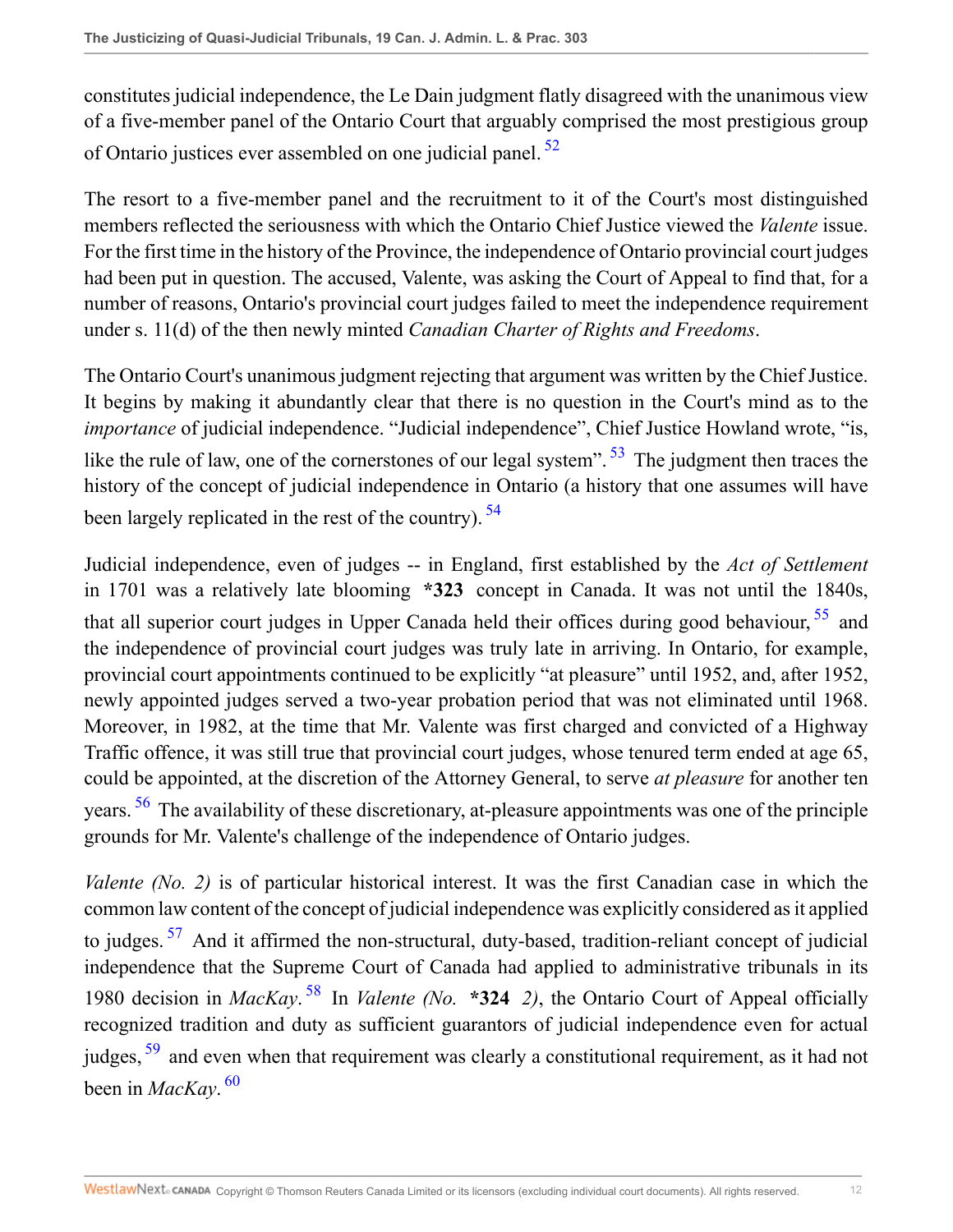constitutes judicial independence, the Le Dain judgment flatly disagreed with the unanimous view of a five-member panel of the Ontario Court that arguably comprised the most prestigious group of Ontario justices ever assembled on one judicial panel. [52]

The resort to a five-member panel and the recruitment to it of the Court's most distinguished members reflected the seriousness with which the Ontario Chief Justice viewed the *Valente* issue. For the first time in the history of the Province, the independence of Ontario provincial court judges had been put in question. The accused, Valente, was asking the Court of Appeal to find that, for a number of reasons, Ontario's provincial court judges failed to meet the independence requirement under s. 11(d) of the then newly minted *Canadian Charter of Rights and Freedoms*.

The Ontario Court's unanimous judgment rejecting that argument was written by the Chief Justice. It begins by making it abundantly clear that there is no question in the Court's mind as to the *importance* of judicial independence. "Judicial independence", Chief Justice Howland wrote, "is, like the rule of law, one of the cornerstones of our legal system". [53] The judgment then traces the history of the concept of judicial independence in Ontario (a history that one assumes will have been largely replicated in the rest of the country). [54]

Judicial independence, even of judges -- in England, first established by the *Act of Settlement* in 1701 was a relatively late blooming **\*323** concept in Canada. It was not until the 1840s, that all superior court judges in Upper Canada held their offices during good behaviour, [55] and the independence of provincial court judges was truly late in arriving. In Ontario, for example, provincial court appointments continued to be explicitly "at pleasure" until 1952, and, after 1952, newly appointed judges served a two-year probation period that was not eliminated until 1968. Moreover, in 1982, at the time that Mr. Valente was first charged and convicted of a Highway Traffic offence, it was still true that provincial court judges, whose tenured term ended at age 65, could be appointed, at the discretion of the Attorney General, to serve *at pleasure* for another ten years. [56] The availability of these discretionary, at-pleasure appointments was one of the principle grounds for Mr. Valente's challenge of the independence of Ontario judges.

*Valente (No. 2)* is of particular historical interest. It was the first Canadian case in which the common law content of the concept of judicial independence was explicitly considered as it applied to judges. [57] And it affirmed the non-structural, duty-based, tradition-reliant concept of judicial independence that the Supreme Court of Canada had applied to administrative tribunals in its 1980 decision in *MacKay*. [58] In *Valente (No.* **\*324** *2)*, the Ontario Court of Appeal officially recognized tradition and duty as sufficient guarantors of judicial independence even for actual judges, [59] and even when that requirement was clearly a constitutional requirement, as it had not been in *MacKay*. [60]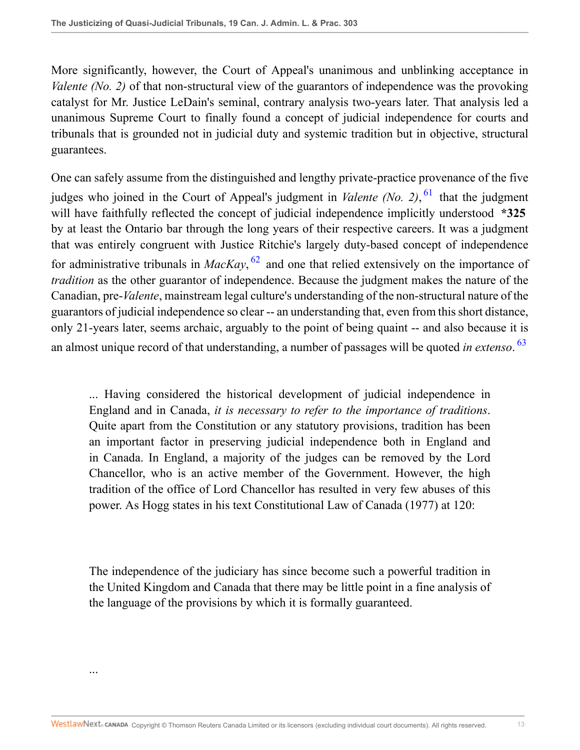More significantly, however, the Court of Appeal's unanimous and unblinking acceptance in *Valente (No. 2)* of that non-structural view of the guarantors of independence was the provoking catalyst for Mr. Justice LeDain's seminal, contrary analysis two-years later. That analysis led a unanimous Supreme Court to finally found a concept of judicial independence for courts and tribunals that is grounded not in judicial duty and systemic tradition but in objective, structural guarantees.

One can safely assume from the distinguished and lengthy private-practice provenance of the five judges who joined in the Court of Appeal's judgment in *Valente (No. 2)*,[61] that the judgment will have faithfully reflected the concept of judicial independence implicitly understood **\*325** by at least the Ontario bar through the long years of their respective careers. It was a judgment that was entirely congruent with Justice Ritchie's largely duty-based concept of independence for administrative tribunals in *MacKay*,[62] and one that relied extensively on the importance of *tradition* as the other guarantor of independence. Because the judgment makes the nature of the Canadian, pre-*Valente*, mainstream legal culture's understanding of the non-structural nature of the guarantors of judicial independence so clear -- an understanding that, even from this short distance, only 21-years later, seems archaic, arguably to the point of being quaint -- and also because it is an almost unique record of that understanding, a number of passages will be quoted *in extenso*.[63]

> ... Having considered the historical development of judicial independence in England and in Canada, *it is necessary to refer to the importance of traditions*. Quite apart from the Constitution or any statutory provisions, tradition has been an important factor in preserving judicial independence both in England and in Canada. In England, a majority of the judges can be removed by the Lord Chancellor, who is an active member of the Government. However, the high tradition of the office of Lord Chancellor has resulted in very few abuses of this power. As Hogg states in his text Constitutional Law of Canada (1977) at 120:
>
> The independence of the judiciary has since become such a powerful tradition in the United Kingdom and Canada that there may be little point in a fine analysis of the language of the provisions by which it is formally guaranteed.
>
> ...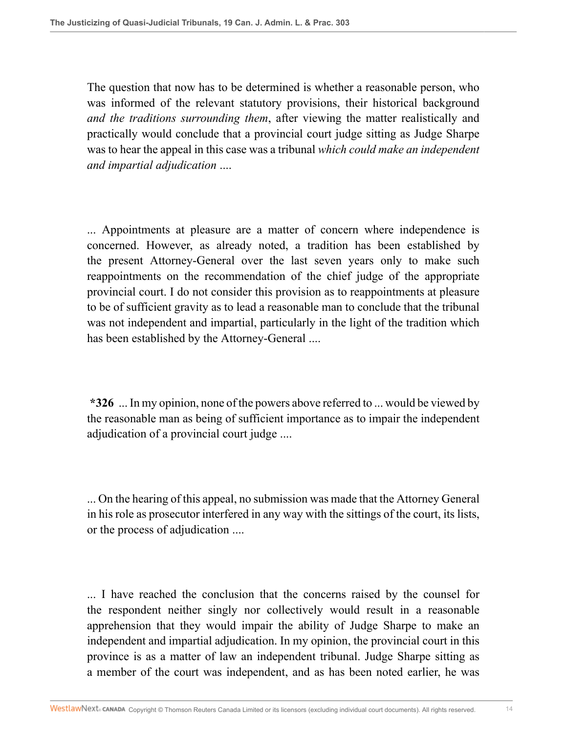The question that now has to be determined is whether a reasonable person, who was informed of the relevant statutory provisions, their historical background *and the traditions surrounding them*, after viewing the matter realistically and practically would conclude that a provincial court judge sitting as Judge Sharpe was to hear the appeal in this case was a tribunal *which could make an independent and impartial adjudication* ....

... Appointments at pleasure are a matter of concern where independence is concerned. However, as already noted, a tradition has been established by the present Attorney-General over the last seven years only to make such reappointments on the recommendation of the chief judge of the appropriate provincial court. I do not consider this provision as to reappointments at pleasure to be of sufficient gravity as to lead a reasonable man to conclude that the tribunal was not independent and impartial, particularly in the light of the tradition which has been established by the Attorney-General ....

**\*326** ... In my opinion, none of the powers above referred to ... would be viewed by the reasonable man as being of sufficient importance as to impair the independent adjudication of a provincial court judge ....

... On the hearing of this appeal, no submission was made that the Attorney General in his role as prosecutor interfered in any way with the sittings of the court, its lists, or the process of adjudication ....

... I have reached the conclusion that the concerns raised by the counsel for the respondent neither singly nor collectively would result in a reasonable apprehension that they would impair the ability of Judge Sharpe to make an independent and impartial adjudication. In my opinion, the provincial court in this province is as a matter of law an independent tribunal. Judge Sharpe sitting as a member of the court was independent, and as has been noted earlier, he was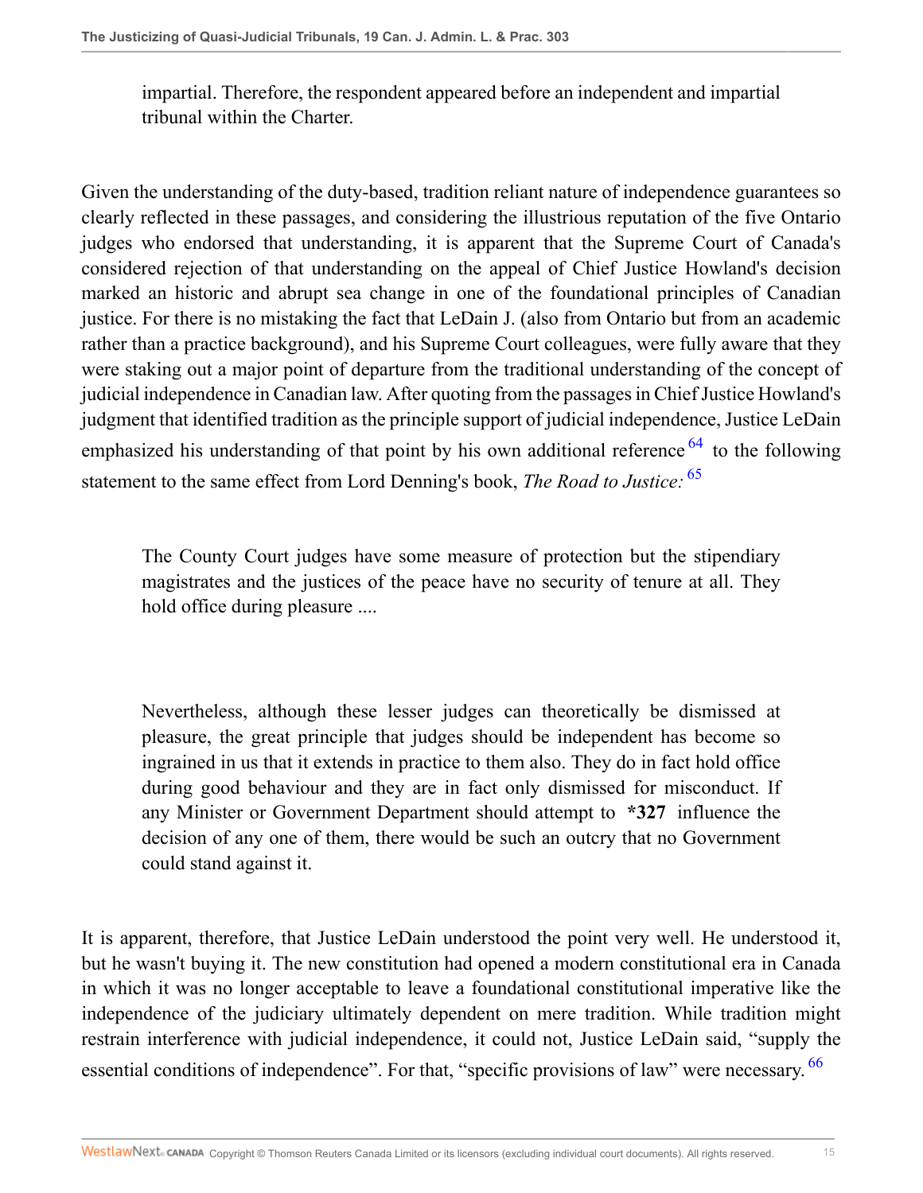> impartial. Therefore, the respondent appeared before an independent and impartial tribunal within the Charter.

Given the understanding of the duty-based, tradition reliant nature of independence guarantees so clearly reflected in these passages, and considering the illustrious reputation of the five Ontario judges who endorsed that understanding, it is apparent that the Supreme Court of Canada's considered rejection of that understanding on the appeal of Chief Justice Howland's decision marked an historic and abrupt sea change in one of the foundational principles of Canadian justice. For there is no mistaking the fact that LeDain J. (also from Ontario but from an academic rather than a practice background), and his Supreme Court colleagues, were fully aware that they were staking out a major point of departure from the traditional understanding of the concept of judicial independence in Canadian law. After quoting from the passages in Chief Justice Howland's judgment that identified tradition as the principle support of judicial independence, Justice LeDain emphasized his understanding of that point by his own additional reference[64] to the following statement to the same effect from Lord Denning's book, *The Road to Justice:*[65]

> The County Court judges have some measure of protection but the stipendiary magistrates and the justices of the peace have no security of tenure at all. They hold office during pleasure ....
>
> Nevertheless, although these lesser judges can theoretically be dismissed at pleasure, the great principle that judges should be independent has become so ingrained in us that it extends in practice to them also. They do in fact hold office during good behaviour and they are in fact only dismissed for misconduct. If any Minister or Government Department should attempt to **\*327** influence the decision of any one of them, there would be such an outcry that no Government could stand against it.

It is apparent, therefore, that Justice LeDain understood the point very well. He understood it, but he wasn't buying it. The new constitution had opened a modern constitutional era in Canada in which it was no longer acceptable to leave a foundational constitutional imperative like the independence of the judiciary ultimately dependent on mere tradition. While tradition might restrain interference with judicial independence, it could not, Justice LeDain said, "supply the essential conditions of independence". For that, "specific provisions of law" were necessary.[66]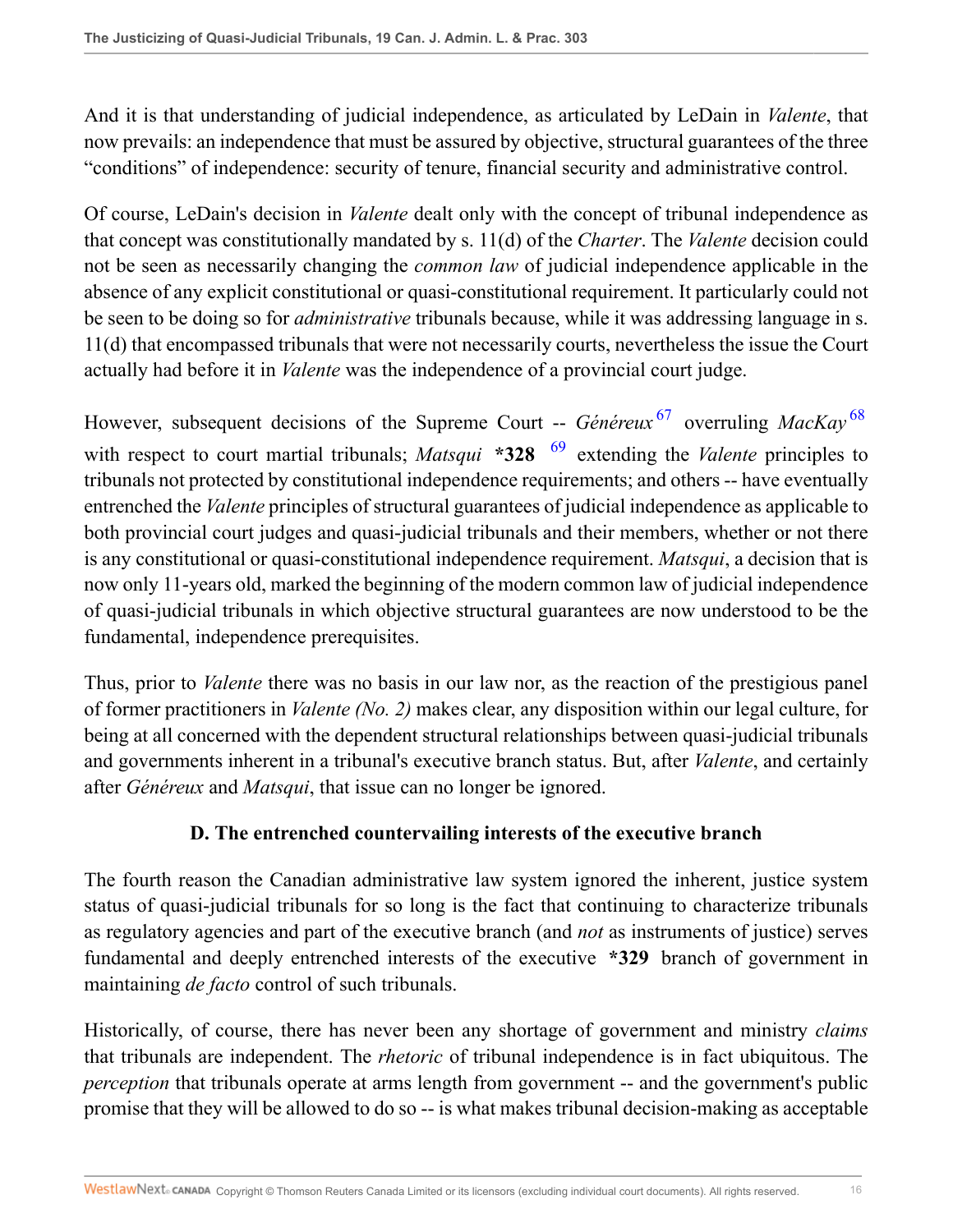And it is that understanding of judicial independence, as articulated by LeDain in *Valente*, that now prevails: an independence that must be assured by objective, structural guarantees of the three "conditions" of independence: security of tenure, financial security and administrative control.

Of course, LeDain's decision in *Valente* dealt only with the concept of tribunal independence as that concept was constitutionally mandated by s. 11(d) of the *Charter*. The *Valente* decision could not be seen as necessarily changing the *common law* of judicial independence applicable in the absence of any explicit constitutional or quasi-constitutional requirement. It particularly could not be seen to be doing so for *administrative* tribunals because, while it was addressing language in s. 11(d) that encompassed tribunals that were not necessarily courts, nevertheless the issue the Court actually had before it in *Valente* was the independence of a provincial court judge.

However, subsequent decisions of the Supreme Court -- *Généreux*[67] overruling *MacKay*[68] with respect to court martial tribunals; *Matsqui* **\*328** [69] extending the *Valente* principles to tribunals not protected by constitutional independence requirements; and others -- have eventually entrenched the *Valente* principles of structural guarantees of judicial independence as applicable to both provincial court judges and quasi-judicial tribunals and their members, whether or not there is any constitutional or quasi-constitutional independence requirement. *Matsqui*, a decision that is now only 11-years old, marked the beginning of the modern common law of judicial independence of quasi-judicial tribunals in which objective structural guarantees are now understood to be the fundamental, independence prerequisites.

Thus, prior to *Valente* there was no basis in our law nor, as the reaction of the prestigious panel of former practitioners in *Valente (No. 2)* makes clear, any disposition within our legal culture, for being at all concerned with the dependent structural relationships between quasi-judicial tribunals and governments inherent in a tribunal's executive branch status. But, after *Valente*, and certainly after *Généreux* and *Matsqui*, that issue can no longer be ignored.

### D. The entrenched countervailing interests of the executive branch

The fourth reason the Canadian administrative law system ignored the inherent, justice system status of quasi-judicial tribunals for so long is the fact that continuing to characterize tribunals as regulatory agencies and part of the executive branch (and *not* as instruments of justice) serves fundamental and deeply entrenched interests of the executive **\*329** branch of government in maintaining *de facto* control of such tribunals.

Historically, of course, there has never been any shortage of government and ministry *claims* that tribunals are independent. The *rhetoric* of tribunal independence is in fact ubiquitous. The *perception* that tribunals operate at arms length from government -- and the government's public promise that they will be allowed to do so -- is what makes tribunal decision-making as acceptable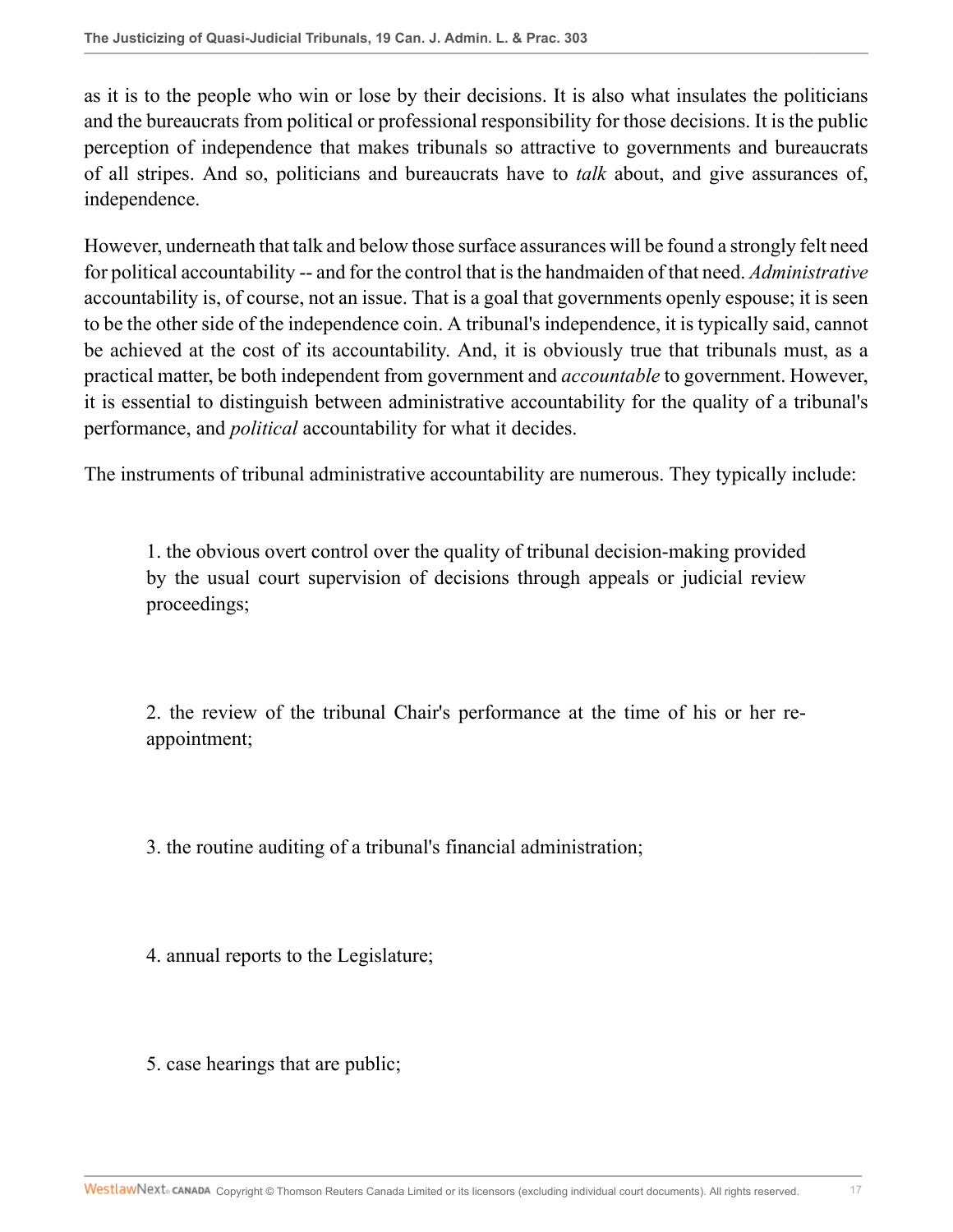as it is to the people who win or lose by their decisions. It is also what insulates the politicians and the bureaucrats from political or professional responsibility for those decisions. It is the public perception of independence that makes tribunals so attractive to governments and bureaucrats of all stripes. And so, politicians and bureaucrats have to *talk* about, and give assurances of, independence.

However, underneath that talk and below those surface assurances will be found a strongly felt need for political accountability -- and for the control that is the handmaiden of that need. *Administrative* accountability is, of course, not an issue. That is a goal that governments openly espouse; it is seen to be the other side of the independence coin. A tribunal's independence, it is typically said, cannot be achieved at the cost of its accountability. And, it is obviously true that tribunals must, as a practical matter, be both independent from government and *accountable* to government. However, it is essential to distinguish between administrative accountability for the quality of a tribunal's performance, and *political* accountability for what it decides.

The instruments of tribunal administrative accountability are numerous. They typically include:

> 1. the obvious overt control over the quality of tribunal decision-making provided by the usual court supervision of decisions through appeals or judicial review proceedings;
>
> 2. the review of the tribunal Chair's performance at the time of his or her re-appointment;
>
> 3. the routine auditing of a tribunal's financial administration;
>
> 4. annual reports to the Legislature;
>
> 5. case hearings that are public;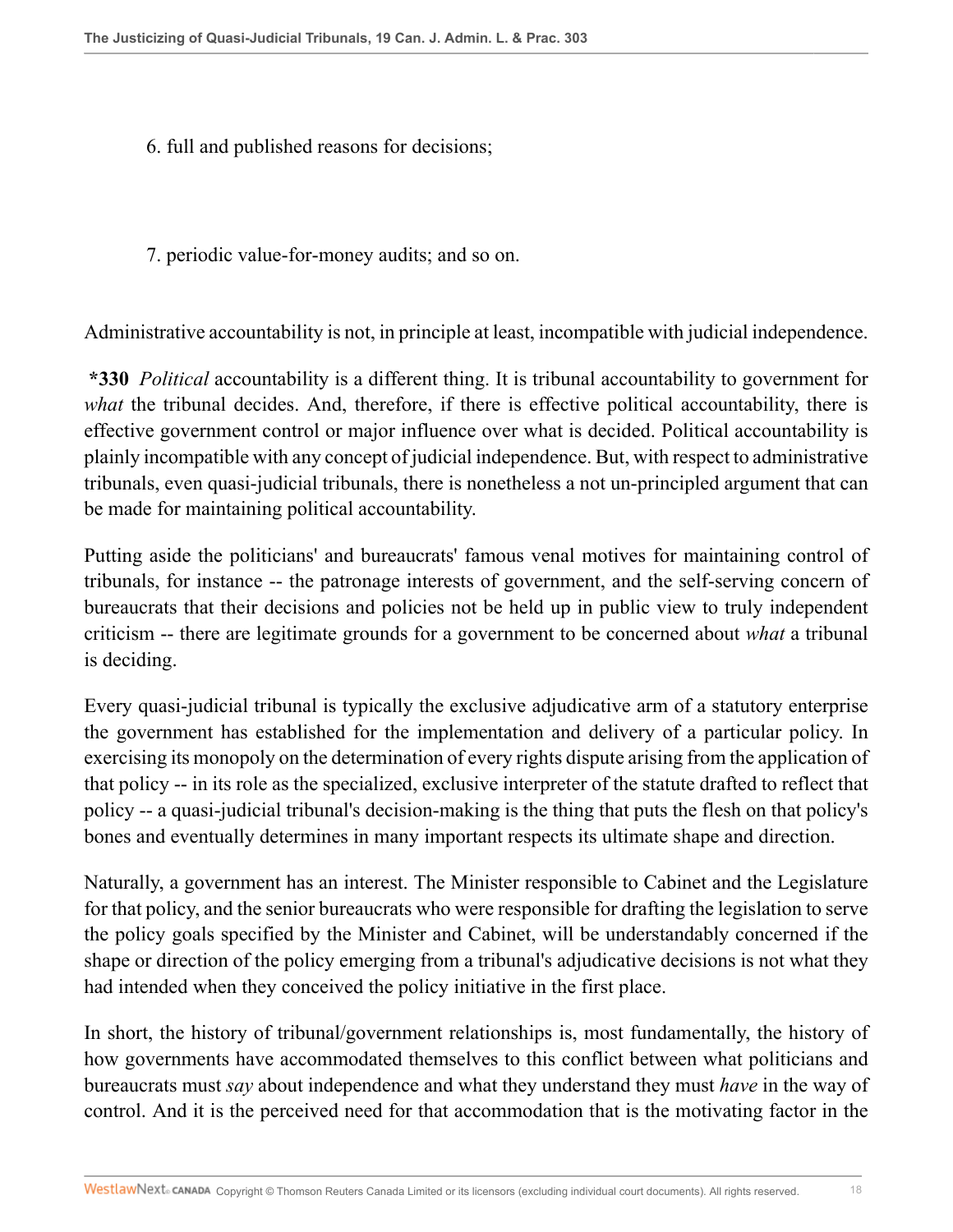6. full and published reasons for decisions;

7. periodic value-for-money audits; and so on.

Administrative accountability is not, in principle at least, incompatible with judicial independence.

**\*330** *Political* accountability is a different thing. It is tribunal accountability to government for *what* the tribunal decides. And, therefore, if there is effective political accountability, there is effective government control or major influence over what is decided. Political accountability is plainly incompatible with any concept of judicial independence. But, with respect to administrative tribunals, even quasi-judicial tribunals, there is nonetheless a not un-principled argument that can be made for maintaining political accountability.

Putting aside the politicians' and bureaucrats' famous venal motives for maintaining control of tribunals, for instance -- the patronage interests of government, and the self-serving concern of bureaucrats that their decisions and policies not be held up in public view to truly independent criticism -- there are legitimate grounds for a government to be concerned about *what* a tribunal is deciding.

Every quasi-judicial tribunal is typically the exclusive adjudicative arm of a statutory enterprise the government has established for the implementation and delivery of a particular policy. In exercising its monopoly on the determination of every rights dispute arising from the application of that policy -- in its role as the specialized, exclusive interpreter of the statute drafted to reflect that policy -- a quasi-judicial tribunal's decision-making is the thing that puts the flesh on that policy's bones and eventually determines in many important respects its ultimate shape and direction.

Naturally, a government has an interest. The Minister responsible to Cabinet and the Legislature for that policy, and the senior bureaucrats who were responsible for drafting the legislation to serve the policy goals specified by the Minister and Cabinet, will be understandably concerned if the shape or direction of the policy emerging from a tribunal's adjudicative decisions is not what they had intended when they conceived the policy initiative in the first place.

In short, the history of tribunal/government relationships is, most fundamentally, the history of how governments have accommodated themselves to this conflict between what politicians and bureaucrats must *say* about independence and what they understand they must *have* in the way of control. And it is the perceived need for that accommodation that is the motivating factor in the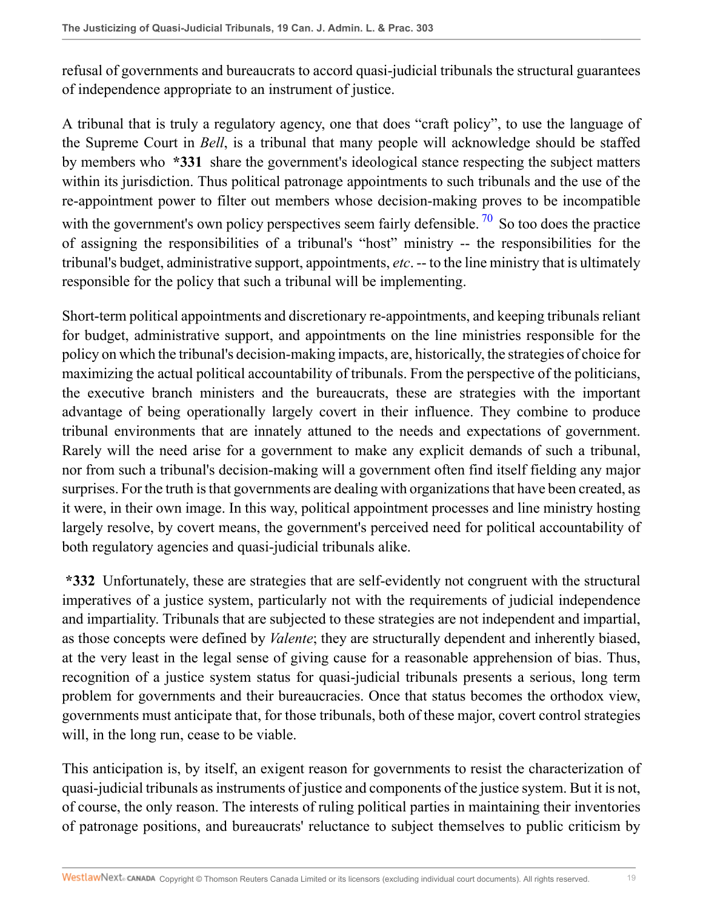refusal of governments and bureaucrats to accord quasi-judicial tribunals the structural guarantees of independence appropriate to an instrument of justice.

A tribunal that is truly a regulatory agency, one that does "craft policy", to use the language of the Supreme Court in *Bell*, is a tribunal that many people will acknowledge should be staffed by members who **\*331** share the government's ideological stance respecting the subject matters within its jurisdiction. Thus political patronage appointments to such tribunals and the use of the re-appointment power to filter out members whose decision-making proves to be incompatible with the government's own policy perspectives seem fairly defensible. [70] So too does the practice of assigning the responsibilities of a tribunal's "host" ministry -- the responsibilities for the tribunal's budget, administrative support, appointments, *etc*. -- to the line ministry that is ultimately responsible for the policy that such a tribunal will be implementing.

Short-term political appointments and discretionary re-appointments, and keeping tribunals reliant for budget, administrative support, and appointments on the line ministries responsible for the policy on which the tribunal's decision-making impacts, are, historically, the strategies of choice for maximizing the actual political accountability of tribunals. From the perspective of the politicians, the executive branch ministers and the bureaucrats, these are strategies with the important advantage of being operationally largely covert in their influence. They combine to produce tribunal environments that are innately attuned to the needs and expectations of government. Rarely will the need arise for a government to make any explicit demands of such a tribunal, nor from such a tribunal's decision-making will a government often find itself fielding any major surprises. For the truth is that governments are dealing with organizations that have been created, as it were, in their own image. In this way, political appointment processes and line ministry hosting largely resolve, by covert means, the government's perceived need for political accountability of both regulatory agencies and quasi-judicial tribunals alike.

**\*332** Unfortunately, these are strategies that are self-evidently not congruent with the structural imperatives of a justice system, particularly not with the requirements of judicial independence and impartiality. Tribunals that are subjected to these strategies are not independent and impartial, as those concepts were defined by *Valente*; they are structurally dependent and inherently biased, at the very least in the legal sense of giving cause for a reasonable apprehension of bias. Thus, recognition of a justice system status for quasi-judicial tribunals presents a serious, long term problem for governments and their bureaucracies. Once that status becomes the orthodox view, governments must anticipate that, for those tribunals, both of these major, covert control strategies will, in the long run, cease to be viable.

This anticipation is, by itself, an exigent reason for governments to resist the characterization of quasi-judicial tribunals as instruments of justice and components of the justice system. But it is not, of course, the only reason. The interests of ruling political parties in maintaining their inventories of patronage positions, and bureaucrats' reluctance to subject themselves to public criticism by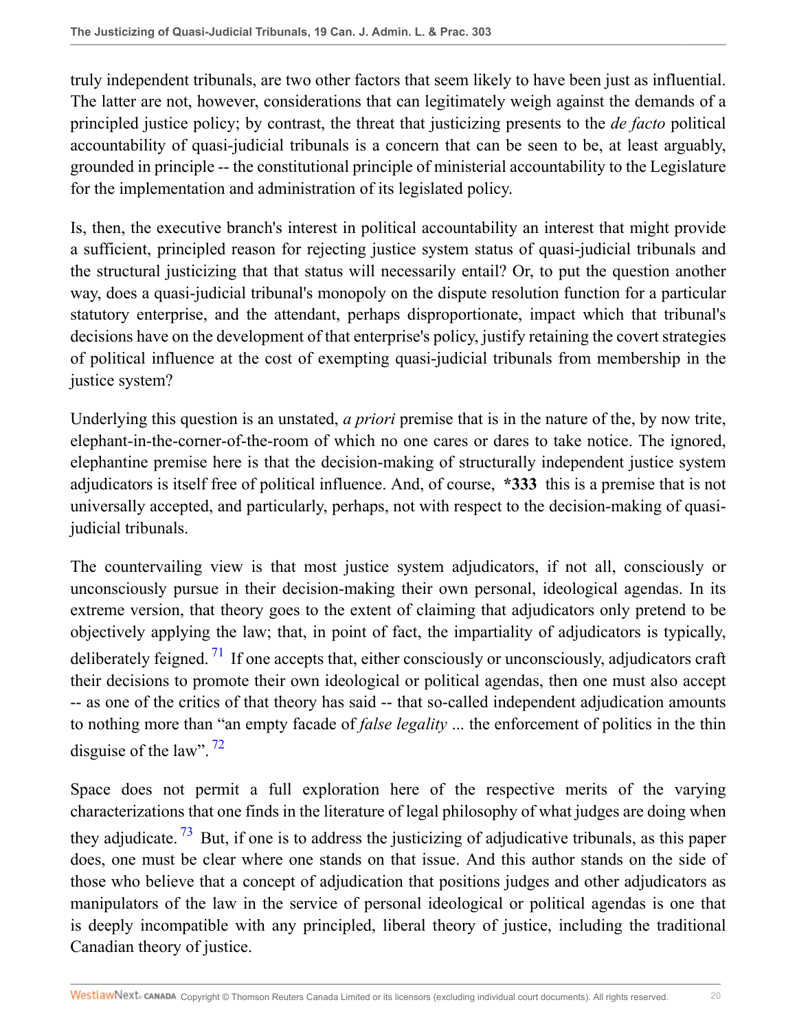truly independent tribunals, are two other factors that seem likely to have been just as influential. The latter are not, however, considerations that can legitimately weigh against the demands of a principled justice policy; by contrast, the threat that justicizing presents to the *de facto* political accountability of quasi-judicial tribunals is a concern that can be seen to be, at least arguably, grounded in principle -- the constitutional principle of ministerial accountability to the Legislature for the implementation and administration of its legislated policy.

Is, then, the executive branch's interest in political accountability an interest that might provide a sufficient, principled reason for rejecting justice system status of quasi-judicial tribunals and the structural justicizing that that status will necessarily entail? Or, to put the question another way, does a quasi-judicial tribunal's monopoly on the dispute resolution function for a particular statutory enterprise, and the attendant, perhaps disproportionate, impact which that tribunal's decisions have on the development of that enterprise's policy, justify retaining the covert strategies of political influence at the cost of exempting quasi-judicial tribunals from membership in the justice system?

Underlying this question is an unstated, *a priori* premise that is in the nature of the, by now trite, elephant-in-the-corner-of-the-room of which no one cares or dares to take notice. The ignored, elephantine premise here is that the decision-making of structurally independent justice system adjudicators is itself free of political influence. And, of course, **\*333** this is a premise that is not universally accepted, and particularly, perhaps, not with respect to the decision-making of quasi-judicial tribunals.

The countervailing view is that most justice system adjudicators, if not all, consciously or unconsciously pursue in their decision-making their own personal, ideological agendas. In its extreme version, that theory goes to the extent of claiming that adjudicators only pretend to be objectively applying the law; that, in point of fact, the impartiality of adjudicators is typically, deliberately feigned.[71] If one accepts that, either consciously or unconsciously, adjudicators craft their decisions to promote their own ideological or political agendas, then one must also accept -- as one of the critics of that theory has said -- that so-called independent adjudication amounts to nothing more than "an empty facade of *false legality* ... the enforcement of politics in the thin disguise of the law".[72]

Space does not permit a full exploration here of the respective merits of the varying characterizations that one finds in the literature of legal philosophy of what judges are doing when they adjudicate.[73] But, if one is to address the justicizing of adjudicative tribunals, as this paper does, one must be clear where one stands on that issue. And this author stands on the side of those who believe that a concept of adjudication that positions judges and other adjudicators as manipulators of the law in the service of personal ideological or political agendas is one that is deeply incompatible with any principled, liberal theory of justice, including the traditional Canadian theory of justice.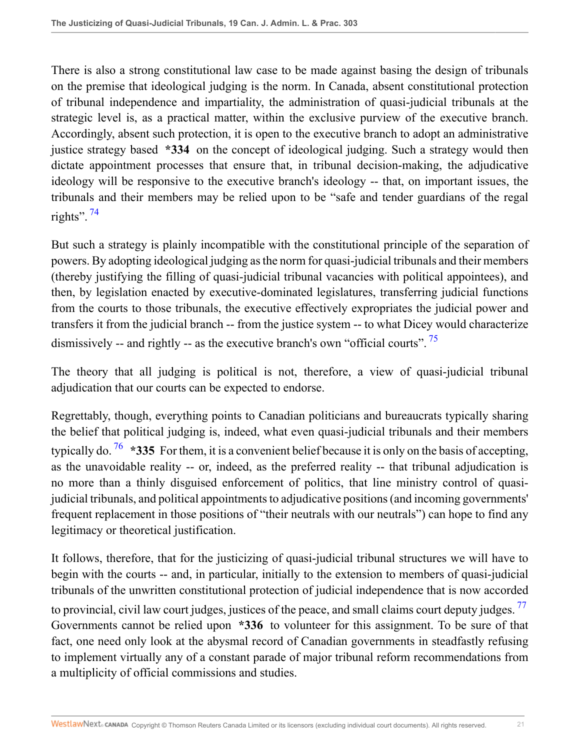There is also a strong constitutional law case to be made against basing the design of tribunals on the premise that ideological judging is the norm. In Canada, absent constitutional protection of tribunal independence and impartiality, the administration of quasi-judicial tribunals at the strategic level is, as a practical matter, within the exclusive purview of the executive branch. Accordingly, absent such protection, it is open to the executive branch to adopt an administrative justice strategy based **\*334** on the concept of ideological judging. Such a strategy would then dictate appointment processes that ensure that, in tribunal decision-making, the adjudicative ideology will be responsive to the executive branch's ideology -- that, on important issues, the tribunals and their members may be relied upon to be "safe and tender guardians of the regal rights".[74]

But such a strategy is plainly incompatible with the constitutional principle of the separation of powers. By adopting ideological judging as the norm for quasi-judicial tribunals and their members (thereby justifying the filling of quasi-judicial tribunal vacancies with political appointees), and then, by legislation enacted by executive-dominated legislatures, transferring judicial functions from the courts to those tribunals, the executive effectively expropriates the judicial power and transfers it from the judicial branch -- from the justice system -- to what Dicey would characterize dismissively -- and rightly -- as the executive branch's own "official courts".[75]

The theory that all judging is political is not, therefore, a view of quasi-judicial tribunal adjudication that our courts can be expected to endorse.

Regrettably, though, everything points to Canadian politicians and bureaucrats typically sharing the belief that political judging is, indeed, what even quasi-judicial tribunals and their members typically do.[76] **\*335** For them, it is a convenient belief because it is only on the basis of accepting, as the unavoidable reality -- or, indeed, as the preferred reality -- that tribunal adjudication is no more than a thinly disguised enforcement of politics, that line ministry control of quasi-judicial tribunals, and political appointments to adjudicative positions (and incoming governments' frequent replacement in those positions of "their neutrals with our neutrals") can hope to find any legitimacy or theoretical justification.

It follows, therefore, that for the justicizing of quasi-judicial tribunal structures we will have to begin with the courts -- and, in particular, initially to the extension to members of quasi-judicial tribunals of the unwritten constitutional protection of judicial independence that is now accorded to provincial, civil law court judges, justices of the peace, and small claims court deputy judges.[77] Governments cannot be relied upon **\*336** to volunteer for this assignment. To be sure of that fact, one need only look at the abysmal record of Canadian governments in steadfastly refusing to implement virtually any of a constant parade of major tribunal reform recommendations from a multiplicity of official commissions and studies.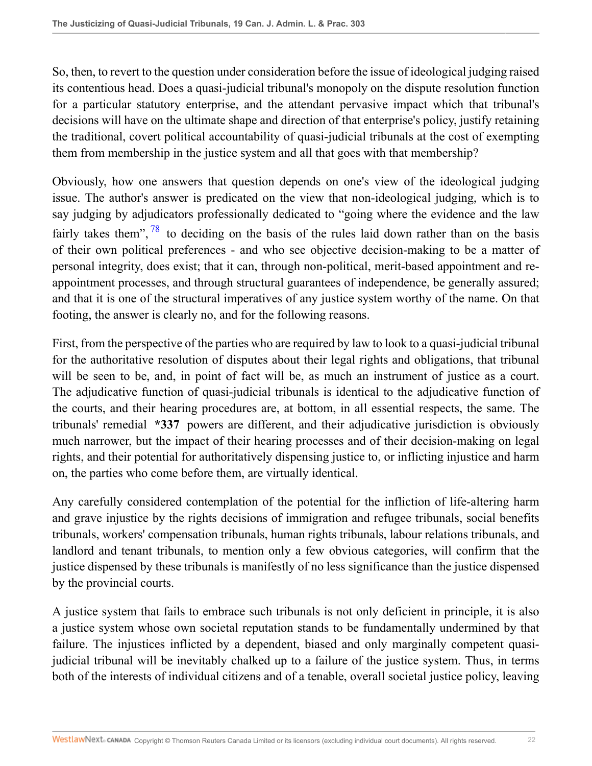So, then, to revert to the question under consideration before the issue of ideological judging raised its contentious head. Does a quasi-judicial tribunal's monopoly on the dispute resolution function for a particular statutory enterprise, and the attendant pervasive impact which that tribunal's decisions will have on the ultimate shape and direction of that enterprise's policy, justify retaining the traditional, covert political accountability of quasi-judicial tribunals at the cost of exempting them from membership in the justice system and all that goes with that membership?

Obviously, how one answers that question depends on one's view of the ideological judging issue. The author's answer is predicated on the view that non-ideological judging, which is to say judging by adjudicators professionally dedicated to "going where the evidence and the law fairly takes them", [78] to deciding on the basis of the rules laid down rather than on the basis of their own political preferences - and who see objective decision-making to be a matter of personal integrity, does exist; that it can, through non-political, merit-based appointment and re-appointment processes, and through structural guarantees of independence, be generally assured; and that it is one of the structural imperatives of any justice system worthy of the name. On that footing, the answer is clearly no, and for the following reasons.

First, from the perspective of the parties who are required by law to look to a quasi-judicial tribunal for the authoritative resolution of disputes about their legal rights and obligations, that tribunal will be seen to be, and, in point of fact will be, as much an instrument of justice as a court. The adjudicative function of quasi-judicial tribunals is identical to the adjudicative function of the courts, and their hearing procedures are, at bottom, in all essential respects, the same. The tribunals' remedial **\*337** powers are different, and their adjudicative jurisdiction is obviously much narrower, but the impact of their hearing processes and of their decision-making on legal rights, and their potential for authoritatively dispensing justice to, or inflicting injustice and harm on, the parties who come before them, are virtually identical.

Any carefully considered contemplation of the potential for the infliction of life-altering harm and grave injustice by the rights decisions of immigration and refugee tribunals, social benefits tribunals, workers' compensation tribunals, human rights tribunals, labour relations tribunals, and landlord and tenant tribunals, to mention only a few obvious categories, will confirm that the justice dispensed by these tribunals is manifestly of no less significance than the justice dispensed by the provincial courts.

A justice system that fails to embrace such tribunals is not only deficient in principle, it is also a justice system whose own societal reputation stands to be fundamentally undermined by that failure. The injustices inflicted by a dependent, biased and only marginally competent quasi-judicial tribunal will be inevitably chalked up to a failure of the justice system. Thus, in terms both of the interests of individual citizens and of a tenable, overall societal justice policy, leaving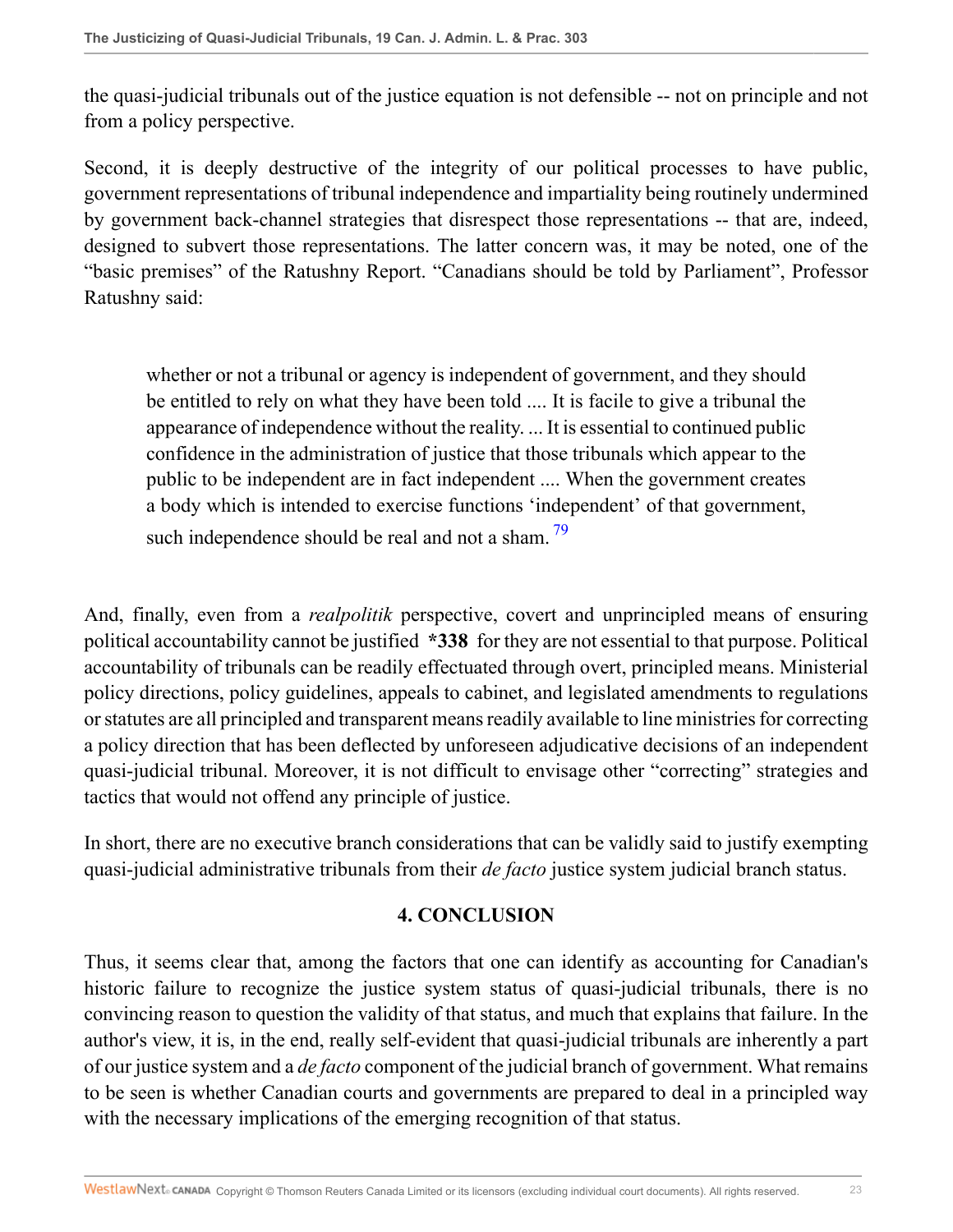the quasi-judicial tribunals out of the justice equation is not defensible -- not on principle and not from a policy perspective.

Second, it is deeply destructive of the integrity of our political processes to have public, government representations of tribunal independence and impartiality being routinely undermined by government back-channel strategies that disrespect those representations -- that are, indeed, designed to subvert those representations. The latter concern was, it may be noted, one of the "basic premises" of the Ratushny Report. "Canadians should be told by Parliament", Professor Ratushny said:

> whether or not a tribunal or agency is independent of government, and they should be entitled to rely on what they have been told .... It is facile to give a tribunal the appearance of independence without the reality. ... It is essential to continued public confidence in the administration of justice that those tribunals which appear to the public to be independent are in fact independent .... When the government creates a body which is intended to exercise functions 'independent' of that government, such independence should be real and not a sham. [79]

And, finally, even from a *realpolitik* perspective, covert and unprincipled means of ensuring political accountability cannot be justified **\*338** for they are not essential to that purpose. Political accountability of tribunals can be readily effectuated through overt, principled means. Ministerial policy directions, policy guidelines, appeals to cabinet, and legislated amendments to regulations or statutes are all principled and transparent means readily available to line ministries for correcting a policy direction that has been deflected by unforeseen adjudicative decisions of an independent quasi-judicial tribunal. Moreover, it is not difficult to envisage other "correcting" strategies and tactics that would not offend any principle of justice.

In short, there are no executive branch considerations that can be validly said to justify exempting quasi-judicial administrative tribunals from their *de facto* justice system judicial branch status.

## 4. CONCLUSION

Thus, it seems clear that, among the factors that one can identify as accounting for Canadian's historic failure to recognize the justice system status of quasi-judicial tribunals, there is no convincing reason to question the validity of that status, and much that explains that failure. In the author's view, it is, in the end, really self-evident that quasi-judicial tribunals are inherently a part of our justice system and a *de facto* component of the judicial branch of government. What remains to be seen is whether Canadian courts and governments are prepared to deal in a principled way with the necessary implications of the emerging recognition of that status.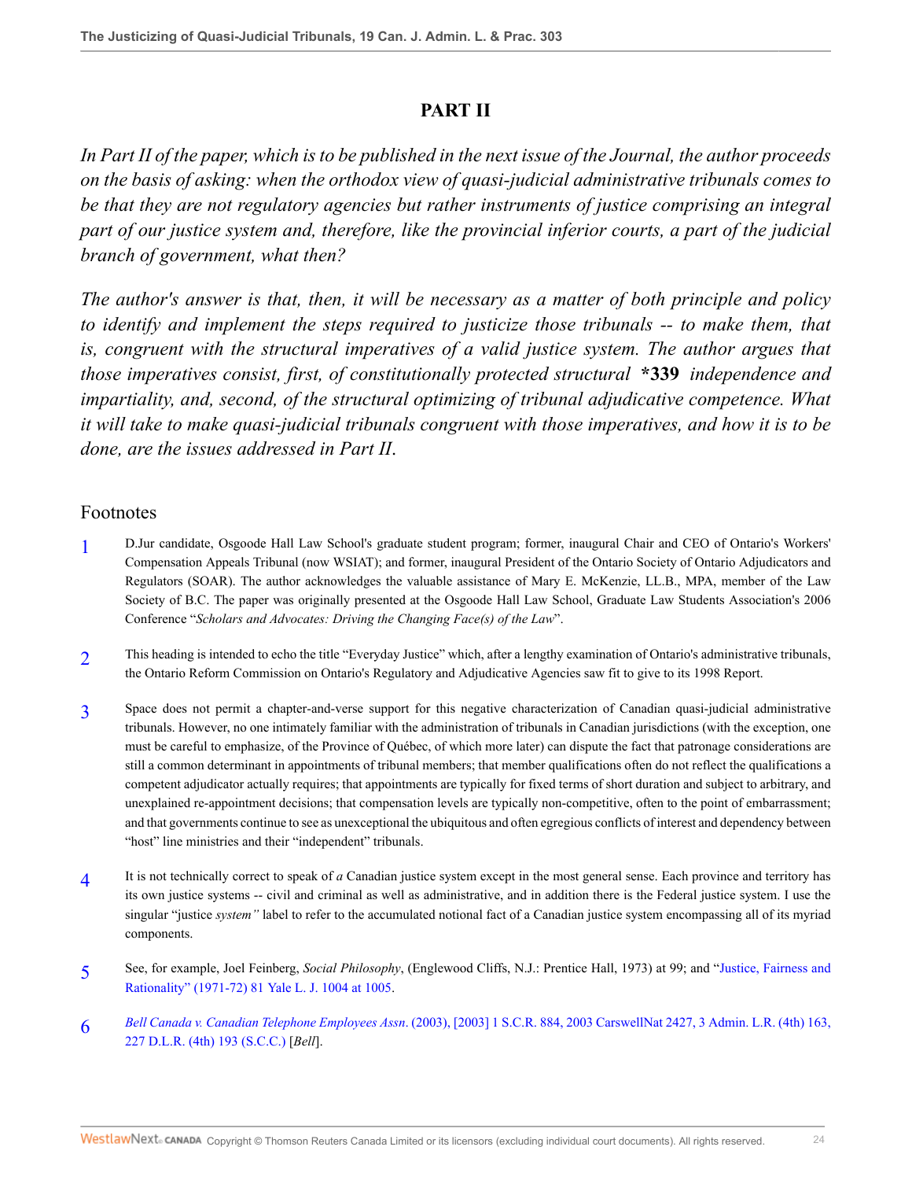## PART II

*In Part II of the paper, which is to be published in the next issue of the Journal, the author proceeds on the basis of asking: when the orthodox view of quasi-judicial administrative tribunals comes to be that they are not regulatory agencies but rather instruments of justice comprising an integral part of our justice system and, therefore, like the provincial inferior courts, a part of the judicial branch of government, what then?*

*The author's answer is that, then, it will be necessary as a matter of both principle and policy to identify and implement the steps required to justicize those tribunals -- to make them, that is, congruent with the structural imperatives of a valid justice system. The author argues that those imperatives consist, first, of constitutionally protected structural* **\*339** *independence and impartiality, and, second, of the structural optimizing of tribunal adjudicative competence. What it will take to make quasi-judicial tribunals congruent with those imperatives, and how it is to be done, are the issues addressed in Part II.*

### Footnotes

1. D.Jur candidate, Osgoode Hall Law School's graduate student program; former, inaugural Chair and CEO of Ontario's Workers' Compensation Appeals Tribunal (now WSIAT); and former, inaugural President of the Ontario Society of Ontario Adjudicators and Regulators (SOAR). The author acknowledges the valuable assistance of Mary E. McKenzie, LL.B., MPA, member of the Law Society of B.C. The paper was originally presented at the Osgoode Hall Law School, Graduate Law Students Association's 2006 Conference "*Scholars and Advocates: Driving the Changing Face(s) of the Law*".

2. This heading is intended to echo the title "Everyday Justice" which, after a lengthy examination of Ontario's administrative tribunals, the Ontario Reform Commission on Ontario's Regulatory and Adjudicative Agencies saw fit to give to its 1998 Report.

3. Space does not permit a chapter-and-verse support for this negative characterization of Canadian quasi-judicial administrative tribunals. However, no one intimately familiar with the administration of tribunals in Canadian jurisdictions (with the exception, one must be careful to emphasize, of the Province of Québec, of which more later) can dispute the fact that patronage considerations are still a common determinant in appointments of tribunal members; that member qualifications often do not reflect the qualifications a competent adjudicator actually requires; that appointments are typically for fixed terms of short duration and subject to arbitrary, and unexplained re-appointment decisions; that compensation levels are typically non-competitive, often to the point of embarrassment; and that governments continue to see as unexceptional the ubiquitous and often egregious conflicts of interest and dependency between "host" line ministries and their "independent" tribunals.

4. It is not technically correct to speak of *a* Canadian justice system except in the most general sense. Each province and territory has its own justice systems -- civil and criminal as well as administrative, and in addition there is the Federal justice system. I use the singular "justice *system"* label to refer to the accumulated notional fact of a Canadian justice system encompassing all of its myriad components.

5. See, for example, Joel Feinberg, *Social Philosophy*, (Englewood Cliffs, N.J.: Prentice Hall, 1973) at 99; and "Justice, Fairness and Rationality" (1971-72) 81 Yale L. J. 1004 at 1005.

6. *Bell Canada v. Canadian Telephone Employees Assn*. (2003), [2003] 1 S.C.R. 884, 2003 CarswellNat 2427, 3 Admin. L.R. (4th) 163, 227 D.L.R. (4th) 193 (S.C.C.) [*Bell*].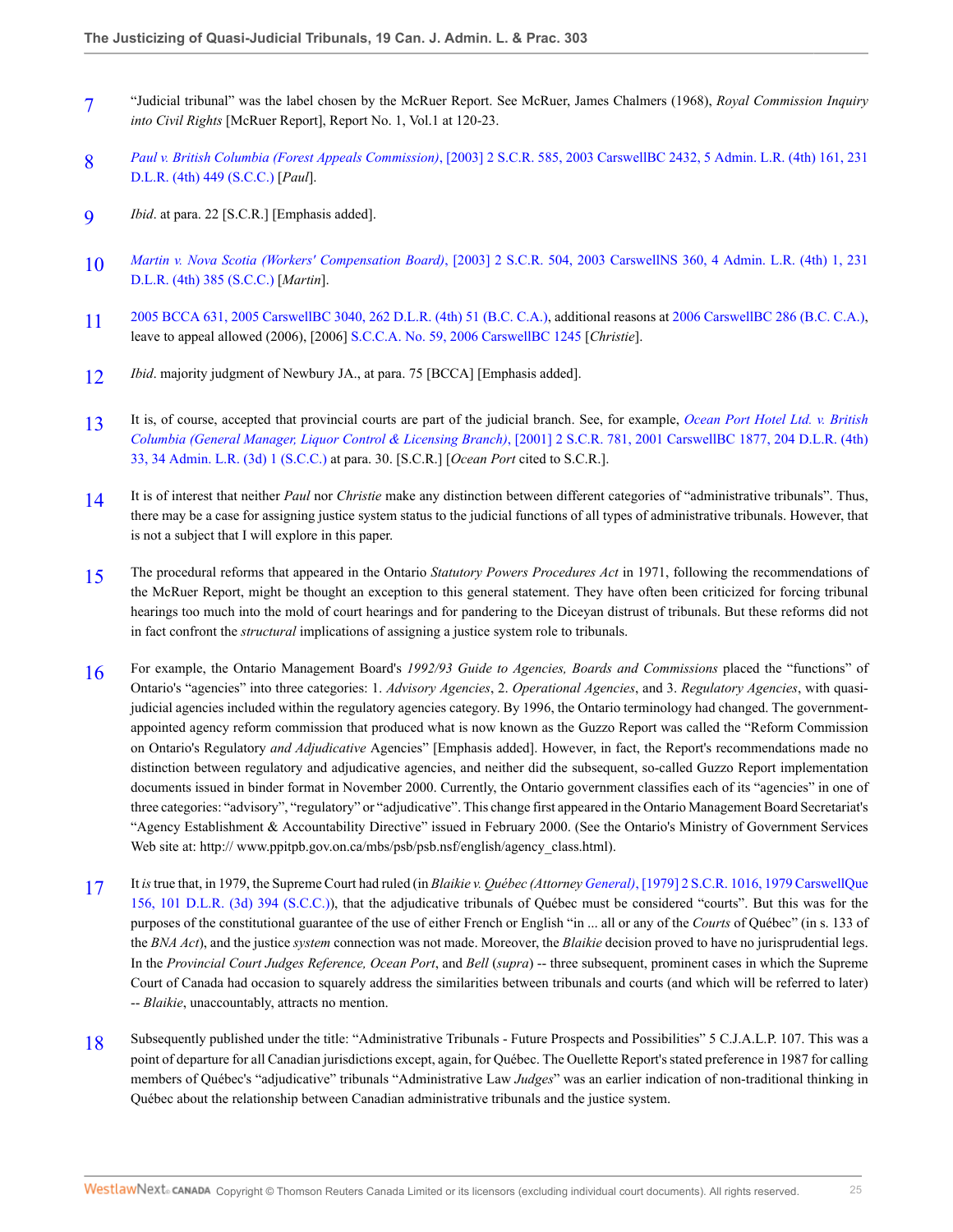7 "Judicial tribunal" was the label chosen by the McRuer Report. See McRuer, James Chalmers (1968), *Royal Commission Inquiry into Civil Rights* [McRuer Report], Report No. 1, Vol.1 at 120-23.

8 *Paul v. British Columbia (Forest Appeals Commission)*, [2003] 2 S.C.R. 585, 2003 CarswellBC 2432, 5 Admin. L.R. (4th) 161, 231 D.L.R. (4th) 449 (S.C.C.) [*Paul*].

9 *Ibid*. at para. 22 [S.C.R.] [Emphasis added].

10 *Martin v. Nova Scotia (Workers' Compensation Board)*, [2003] 2 S.C.R. 504, 2003 CarswellNS 360, 4 Admin. L.R. (4th) 1, 231 D.L.R. (4th) 385 (S.C.C.) [*Martin*].

11 2005 BCCA 631, 2005 CarswellBC 3040, 262 D.L.R. (4th) 51 (B.C. C.A.), additional reasons at 2006 CarswellBC 286 (B.C. C.A.), leave to appeal allowed (2006), [2006] S.C.C.A. No. 59, 2006 CarswellBC 1245 [*Christie*].

12 *Ibid*. majority judgment of Newbury JA., at para. 75 [BCCA] [Emphasis added].

13 It is, of course, accepted that provincial courts are part of the judicial branch. See, for example, *Ocean Port Hotel Ltd. v. British Columbia (General Manager, Liquor Control & Licensing Branch)*, [2001] 2 S.C.R. 781, 2001 CarswellBC 1877, 204 D.L.R. (4th) 33, 34 Admin. L.R. (3d) 1 (S.C.C.) at para. 30. [S.C.R.] [*Ocean Port* cited to S.C.R.].

14 It is of interest that neither *Paul* nor *Christie* make any distinction between different categories of "administrative tribunals". Thus, there may be a case for assigning justice system status to the judicial functions of all types of administrative tribunals. However, that is not a subject that I will explore in this paper.

15 The procedural reforms that appeared in the Ontario *Statutory Powers Procedures Act* in 1971, following the recommendations of the McRuer Report, might be thought an exception to this general statement. They have often been criticized for forcing tribunal hearings too much into the mold of court hearings and for pandering to the Diceyan distrust of tribunals. But these reforms did not in fact confront the *structural* implications of assigning a justice system role to tribunals.

16 For example, the Ontario Management Board's *1992/93 Guide to Agencies, Boards and Commissions* placed the "functions" of Ontario's "agencies" into three categories: 1. *Advisory Agencies*, 2. *Operational Agencies*, and 3. *Regulatory Agencies*, with quasi-judicial agencies included within the regulatory agencies category. By 1996, the Ontario terminology had changed. The government-appointed agency reform commission that produced what is now known as the Guzzo Report was called the "Reform Commission on Ontario's Regulatory *and Adjudicative* Agencies" [Emphasis added]. However, in fact, the Report's recommendations made no distinction between regulatory and adjudicative agencies, and neither did the subsequent, so-called Guzzo Report implementation documents issued in binder format in November 2000. Currently, the Ontario government classifies each of its "agencies" in one of three categories: "advisory", "regulatory" or "adjudicative". This change first appeared in the Ontario Management Board Secretariat's "Agency Establishment & Accountability Directive" issued in February 2000. (See the Ontario's Ministry of Government Services Web site at: http:// www.ppitpb.gov.on.ca/mbs/psb/psb.nsf/english/agency_class.html).

17 It *is* true that, in 1979, the Supreme Court had ruled (in *Blaikie v. Québec (Attorney General)*, [1979] 2 S.C.R. 1016, 1979 CarswellQue 156, 101 D.L.R. (3d) 394 (S.C.C.)), that the adjudicative tribunals of Québec must be considered "courts". But this was for the purposes of the constitutional guarantee of the use of either French or English "in ... all or any of the *Courts* of Québec" (in s. 133 of the *BNA Act*), and the justice *system* connection was not made. Moreover, the *Blaikie* decision proved to have no jurisprudential legs. In the *Provincial Court Judges Reference, Ocean Port*, and *Bell* (*supra*) -- three subsequent, prominent cases in which the Supreme Court of Canada had occasion to squarely address the similarities between tribunals and courts (and which will be referred to later) -- *Blaikie*, unaccountably, attracts no mention.

18 Subsequently published under the title: "Administrative Tribunals - Future Prospects and Possibilities" 5 C.J.A.L.P. 107. This was a point of departure for all Canadian jurisdictions except, again, for Québec. The Ouellette Report's stated preference in 1987 for calling members of Québec's "adjudicative" tribunals "Administrative Law *Judges*" was an earlier indication of non-traditional thinking in Québec about the relationship between Canadian administrative tribunals and the justice system.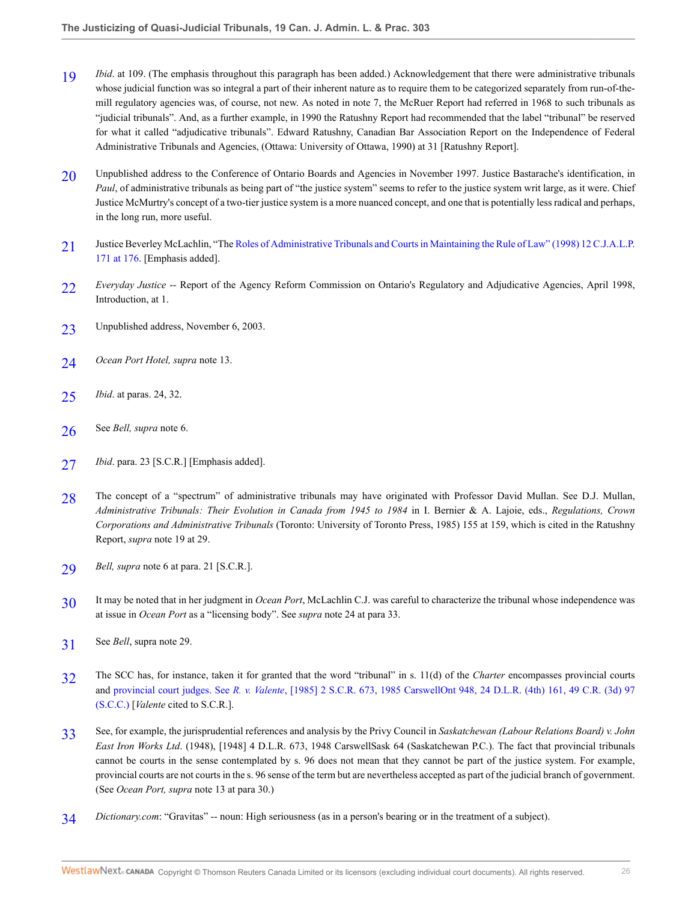19 *Ibid*. at 109. (The emphasis throughout this paragraph has been added.) Acknowledgement that there were administrative tribunals whose judicial function was so integral a part of their inherent nature as to require them to be categorized separately from run-of-the-mill regulatory agencies was, of course, not new. As noted in note 7, the McRuer Report had referred in 1968 to such tribunals as "judicial tribunals". And, as a further example, in 1990 the Ratushny Report had recommended that the label "tribunal" be reserved for what it called "adjudicative tribunals". Edward Ratushny, Canadian Bar Association Report on the Independence of Federal Administrative Tribunals and Agencies, (Ottawa: University of Ottawa, 1990) at 31 [Ratushny Report].

20 Unpublished address to the Conference of Ontario Boards and Agencies in November 1997. Justice Bastarache's identification, in *Paul*, of administrative tribunals as being part of "the justice system" seems to refer to the justice system writ large, as it were. Chief Justice McMurtry's concept of a two-tier justice system is a more nuanced concept, and one that is potentially less radical and perhaps, in the long run, more useful.

21 Justice Beverley McLachlin, "The Roles of Administrative Tribunals and Courts in Maintaining the Rule of Law" (1998) 12 C.J.A.L.P. 171 at 176. [Emphasis added].

22 *Everyday Justice* -- Report of the Agency Reform Commission on Ontario's Regulatory and Adjudicative Agencies, April 1998, Introduction, at 1.

23 Unpublished address, November 6, 2003.

24 *Ocean Port Hotel, supra* note 13.

25 *Ibid*. at paras. 24, 32.

26 See *Bell, supra* note 6.

27 *Ibid*. para. 23 [S.C.R.] [Emphasis added].

28 The concept of a "spectrum" of administrative tribunals may have originated with Professor David Mullan. See D.J. Mullan, *Administrative Tribunals: Their Evolution in Canada from 1945 to 1984* in I. Bernier & A. Lajoie, eds., *Regulations, Crown Corporations and Administrative Tribunals* (Toronto: University of Toronto Press, 1985) 155 at 159, which is cited in the Ratushny Report, *supra* note 19 at 29.

29 *Bell, supra* note 6 at para. 21 [S.C.R.].

30 It may be noted that in her judgment in *Ocean Port*, McLachlin C.J. was careful to characterize the tribunal whose independence was at issue in *Ocean Port* as a "licensing body". See *supra* note 24 at para 33.

31 See *Bell*, supra note 29.

32 The SCC has, for instance, taken it for granted that the word "tribunal" in s. 11(d) of the *Charter* encompasses provincial courts and provincial court judges. See *R. v. Valente*, [1985] 2 S.C.R. 673, 1985 CarswellOnt 948, 24 D.L.R. (4th) 161, 49 C.R. (3d) 97 (S.C.C.) [*Valente* cited to S.C.R.].

33 See, for example, the jurisprudential references and analysis by the Privy Council in *Saskatchewan (Labour Relations Board) v. John East Iron Works Ltd*. (1948), [1948] 4 D.L.R. 673, 1948 CarswellSask 64 (Saskatchewan P.C.). The fact that provincial tribunals cannot be courts in the sense contemplated by s. 96 does not mean that they cannot be part of the justice system. For example, provincial courts are not courts in the s. 96 sense of the term but are nevertheless accepted as part of the judicial branch of government. (See *Ocean Port, supra* note 13 at para 30.)

34 *Dictionary.com*: "Gravitas" -- noun: High seriousness (as in a person's bearing or in the treatment of a subject).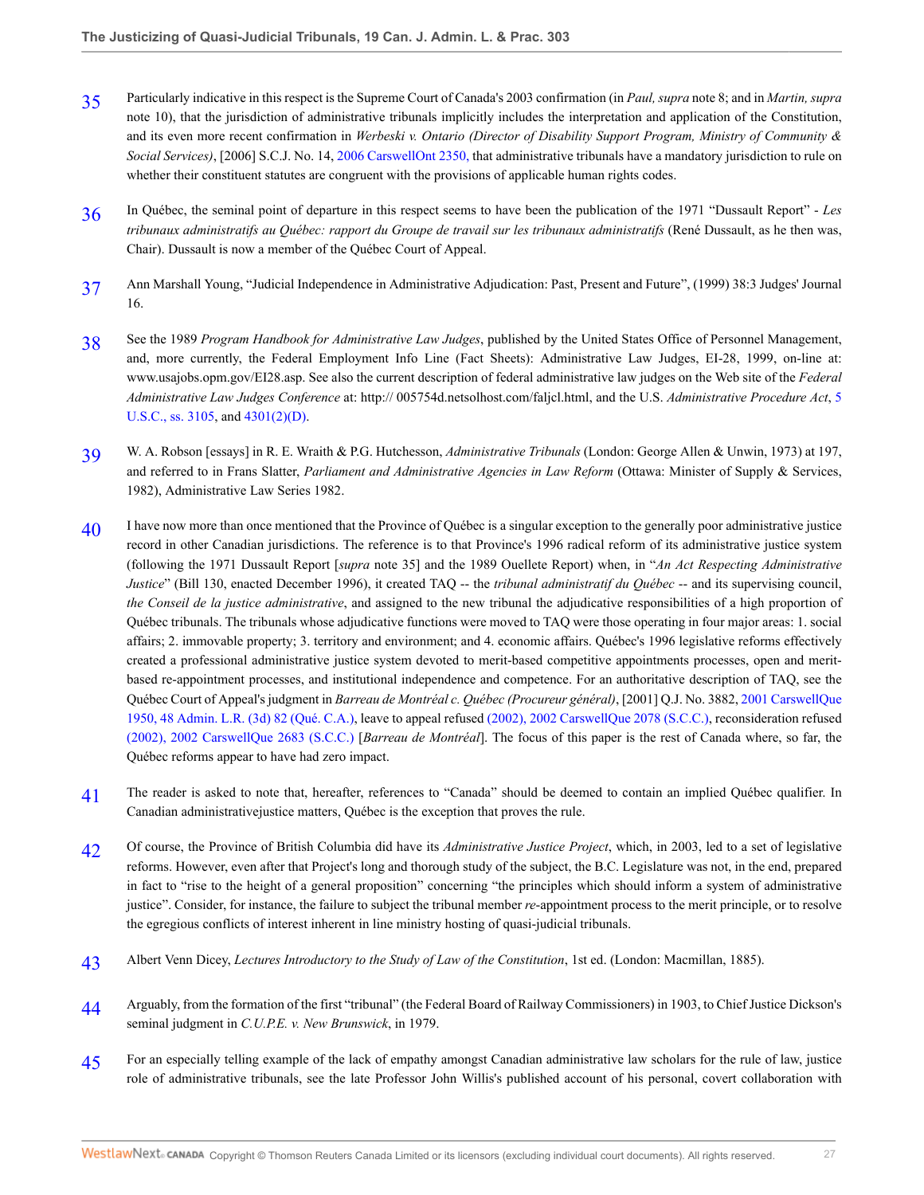35 Particularly indicative in this respect is the Supreme Court of Canada's 2003 confirmation (in *Paul, supra* note 8; and in *Martin, supra* note 10), that the jurisdiction of administrative tribunals implicitly includes the interpretation and application of the Constitution, and its even more recent confirmation in *Werbeski v. Ontario (Director of Disability Support Program, Ministry of Community & Social Services)*, [2006] S.C.J. No. 14, 2006 CarswellOnt 2350, that administrative tribunals have a mandatory jurisdiction to rule on whether their constituent statutes are congruent with the provisions of applicable human rights codes.

36 In Québec, the seminal point of departure in this respect seems to have been the publication of the 1971 "Dussault Report" - *Les tribunaux administratifs au Québec: rapport du Groupe de travail sur les tribunaux administratifs* (René Dussault, as he then was, Chair). Dussault is now a member of the Québec Court of Appeal.

37 Ann Marshall Young, "Judicial Independence in Administrative Adjudication: Past, Present and Future", (1999) 38:3 Judges' Journal 16.

38 See the 1989 *Program Handbook for Administrative Law Judges*, published by the United States Office of Personnel Management, and, more currently, the Federal Employment Info Line (Fact Sheets): Administrative Law Judges, EI-28, 1999, on-line at: www.usajobs.opm.gov/EI28.asp. See also the current description of federal administrative law judges on the Web site of the *Federal Administrative Law Judges Conference* at: http:// 005754d.netsolhost.com/faljcl.html, and the U.S. *Administrative Procedure Act*, 5 U.S.C., ss. 3105, and 4301(2)(D).

39 W. A. Robson [essays] in R. E. Wraith & P.G. Hutchesson, *Administrative Tribunals* (London: George Allen & Unwin, 1973) at 197, and referred to in Frans Slatter, *Parliament and Administrative Agencies in Law Reform* (Ottawa: Minister of Supply & Services, 1982), Administrative Law Series 1982.

40 I have now more than once mentioned that the Province of Québec is a singular exception to the generally poor administrative justice record in other Canadian jurisdictions. The reference is to that Province's 1996 radical reform of its administrative justice system (following the 1971 Dussault Report [*supra* note 35] and the 1989 Ouellete Report) when, in "*An Act Respecting Administrative Justice*" (Bill 130, enacted December 1996), it created TAQ -- the *tribunal administratif du Québec* -- and its supervising council, *the Conseil de la justice administrative*, and assigned to the new tribunal the adjudicative responsibilities of a high proportion of Québec tribunals. The tribunals whose adjudicative functions were moved to TAQ were those operating in four major areas: 1. social affairs; 2. immovable property; 3. territory and environment; and 4. economic affairs. Québec's 1996 legislative reforms effectively created a professional administrative justice system devoted to merit-based competitive appointments processes, open and merit-based re-appointment processes, and institutional independence and competence. For an authoritative description of TAQ, see the Québec Court of Appeal's judgment in *Barreau de Montréal c. Québec (Procureur général)*, [2001] Q.J. No. 3882, 2001 CarswellQue 1950, 48 Admin. L.R. (3d) 82 (Qué. C.A.), leave to appeal refused (2002), 2002 CarswellQue 2078 (S.C.C.), reconsideration refused (2002), 2002 CarswellQue 2683 (S.C.C.) [*Barreau de Montréal*]. The focus of this paper is the rest of Canada where, so far, the Québec reforms appear to have had zero impact.

41 The reader is asked to note that, hereafter, references to "Canada" should be deemed to contain an implied Québec qualifier. In Canadian administrativejustice matters, Québec is the exception that proves the rule.

42 Of course, the Province of British Columbia did have its *Administrative Justice Project*, which, in 2003, led to a set of legislative reforms. However, even after that Project's long and thorough study of the subject, the B.C. Legislature was not, in the end, prepared in fact to "rise to the height of a general proposition" concerning "the principles which should inform a system of administrative justice". Consider, for instance, the failure to subject the tribunal member *re*-appointment process to the merit principle, or to resolve the egregious conflicts of interest inherent in line ministry hosting of quasi-judicial tribunals.

43 Albert Venn Dicey, *Lectures Introductory to the Study of Law of the Constitution*, 1st ed. (London: Macmillan, 1885).

44 Arguably, from the formation of the first "tribunal" (the Federal Board of Railway Commissioners) in 1903, to Chief Justice Dickson's seminal judgment in *C.U.P.E. v. New Brunswick*, in 1979.

45 For an especially telling example of the lack of empathy amongst Canadian administrative law scholars for the rule of law, justice role of administrative tribunals, see the late Professor John Willis's published account of his personal, covert collaboration with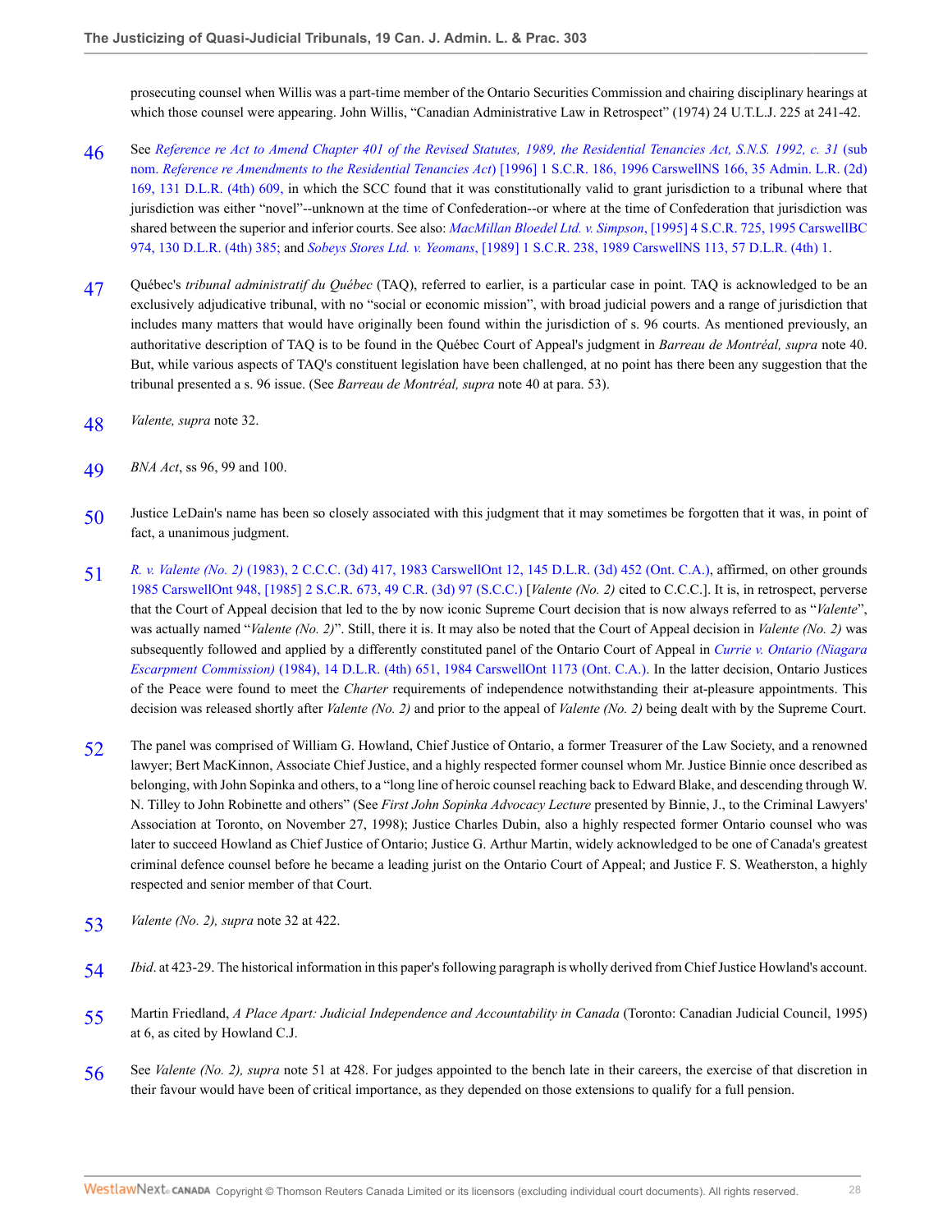prosecuting counsel when Willis was a part-time member of the Ontario Securities Commission and chairing disciplinary hearings at which those counsel were appearing. John Willis, "Canadian Administrative Law in Retrospect" (1974) 24 U.T.L.J. 225 at 241-42.

46 See *Reference re Act to Amend Chapter 401 of the Revised Statutes, 1989, the Residential Tenancies Act, S.N.S. 1992, c. 31* (sub nom. *Reference re Amendments to the Residential Tenancies Act*) [1996] 1 S.C.R. 186, 1996 CarswellNS 166, 35 Admin. L.R. (2d) 169, 131 D.L.R. (4th) 609, in which the SCC found that it was constitutionally valid to grant jurisdiction to a tribunal where that jurisdiction was either "novel"--unknown at the time of Confederation--or where at the time of Confederation that jurisdiction was shared between the superior and inferior courts. See also: *MacMillan Bloedel Ltd. v. Simpson*, [1995] 4 S.C.R. 725, 1995 CarswellBC 974, 130 D.L.R. (4th) 385; and *Sobeys Stores Ltd. v. Yeomans*, [1989] 1 S.C.R. 238, 1989 CarswellNS 113, 57 D.L.R. (4th) 1.

47 Québec's *tribunal administratif du Québec* (TAQ), referred to earlier, is a particular case in point. TAQ is acknowledged to be an exclusively adjudicative tribunal, with no "social or economic mission", with broad judicial powers and a range of jurisdiction that includes many matters that would have originally been found within the jurisdiction of s. 96 courts. As mentioned previously, an authoritative description of TAQ is to be found in the Québec Court of Appeal's judgment in *Barreau de Montréal, supra* note 40. But, while various aspects of TAQ's constituent legislation have been challenged, at no point has there been any suggestion that the tribunal presented a s. 96 issue. (See *Barreau de Montréal, supra* note 40 at para. 53).

48 *Valente, supra* note 32.

49 *BNA Act*, ss 96, 99 and 100.

50 Justice LeDain's name has been so closely associated with this judgment that it may sometimes be forgotten that it was, in point of fact, a unanimous judgment.

51 *R. v. Valente (No. 2)* (1983), 2 C.C.C. (3d) 417, 1983 CarswellOnt 12, 145 D.L.R. (3d) 452 (Ont. C.A.), affirmed, on other grounds 1985 CarswellOnt 948, [1985] 2 S.C.R. 673, 49 C.R. (3d) 97 (S.C.C.) [*Valente (No. 2)* cited to C.C.C.]. It is, in retrospect, perverse that the Court of Appeal decision that led to the by now iconic Supreme Court decision that is now always referred to as "*Valente*", was actually named "*Valente (No. 2)*". Still, there it is. It may also be noted that the Court of Appeal decision in *Valente (No. 2)* was subsequently followed and applied by a differently constituted panel of the Ontario Court of Appeal in *Currie v. Ontario (Niagara Escarpment Commission)* (1984), 14 D.L.R. (4th) 651, 1984 CarswellOnt 1173 (Ont. C.A.). In the latter decision, Ontario Justices of the Peace were found to meet the *Charter* requirements of independence notwithstanding their at-pleasure appointments. This decision was released shortly after *Valente (No. 2)* and prior to the appeal of *Valente (No. 2)* being dealt with by the Supreme Court.

52 The panel was comprised of William G. Howland, Chief Justice of Ontario, a former Treasurer of the Law Society, and a renowned lawyer; Bert MacKinnon, Associate Chief Justice, and a highly respected former counsel whom Mr. Justice Binnie once described as belonging, with John Sopinka and others, to a "long line of heroic counsel reaching back to Edward Blake, and descending through W. N. Tilley to John Robinette and others" (See *First John Sopinka Advocacy Lecture* presented by Binnie, J., to the Criminal Lawyers' Association at Toronto, on November 27, 1998); Justice Charles Dubin, also a highly respected former Ontario counsel who was later to succeed Howland as Chief Justice of Ontario; Justice G. Arthur Martin, widely acknowledged to be one of Canada's greatest criminal defence counsel before he became a leading jurist on the Ontario Court of Appeal; and Justice F. S. Weatherston, a highly respected and senior member of that Court.

53 *Valente (No. 2), supra* note 32 at 422.

54 *Ibid*. at 423-29. The historical information in this paper's following paragraph is wholly derived from Chief Justice Howland's account.

55 Martin Friedland, *A Place Apart: Judicial Independence and Accountability in Canada* (Toronto: Canadian Judicial Council, 1995) at 6, as cited by Howland C.J.

56 See *Valente (No. 2), supra* note 51 at 428. For judges appointed to the bench late in their careers, the exercise of that discretion in their favour would have been of critical importance, as they depended on those extensions to qualify for a full pension.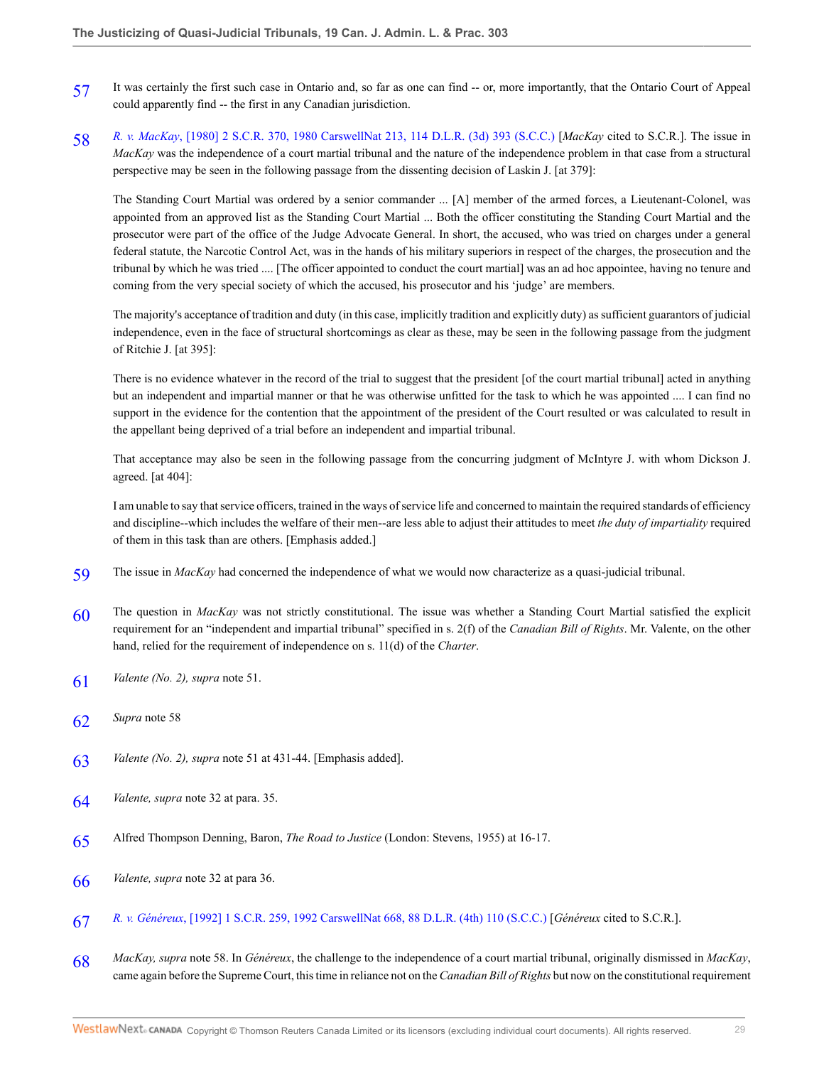57 It was certainly the first such case in Ontario and, so far as one can find -- or, more importantly, that the Ontario Court of Appeal could apparently find -- the first in any Canadian jurisdiction.

58 *R. v. MacKay*, [1980] 2 S.C.R. 370, 1980 CarswellNat 213, 114 D.L.R. (3d) 393 (S.C.C.) [*MacKay* cited to S.C.R.]. The issue in *MacKay* was the independence of a court martial tribunal and the nature of the independence problem in that case from a structural perspective may be seen in the following passage from the dissenting decision of Laskin J. [at 379]:

> The Standing Court Martial was ordered by a senior commander ... [A] member of the armed forces, a Lieutenant-Colonel, was appointed from an approved list as the Standing Court Martial ... Both the officer constituting the Standing Court Martial and the prosecutor were part of the office of the Judge Advocate General. In short, the accused, who was tried on charges under a general federal statute, the Narcotic Control Act, was in the hands of his military superiors in respect of the charges, the prosecution and the tribunal by which he was tried .... [The officer appointed to conduct the court martial] was an ad hoc appointee, having no tenure and coming from the very special society of which the accused, his prosecutor and his 'judge' are members.

The majority's acceptance of tradition and duty (in this case, implicitly tradition and explicitly duty) as sufficient guarantors of judicial independence, even in the face of structural shortcomings as clear as these, may be seen in the following passage from the judgment of Ritchie J. [at 395]:

> There is no evidence whatever in the record of the trial to suggest that the president [of the court martial tribunal] acted in anything but an independent and impartial manner or that he was otherwise unfitted for the task to which he was appointed .... I can find no support in the evidence for the contention that the appointment of the president of the Court resulted or was calculated to result in the appellant being deprived of a trial before an independent and impartial tribunal.

That acceptance may also be seen in the following passage from the concurring judgment of McIntyre J. with whom Dickson J. agreed. [at 404]:

> I am unable to say that service officers, trained in the ways of service life and concerned to maintain the required standards of efficiency and discipline--which includes the welfare of their men--are less able to adjust their attitudes to meet *the duty of impartiality* required of them in this task than are others. [Emphasis added.]

59 The issue in *MacKay* had concerned the independence of what we would now characterize as a quasi-judicial tribunal.

60 The question in *MacKay* was not strictly constitutional. The issue was whether a Standing Court Martial satisfied the explicit requirement for an "independent and impartial tribunal" specified in s. 2(f) of the *Canadian Bill of Rights*. Mr. Valente, on the other hand, relied for the requirement of independence on s. 11(d) of the *Charter*.

61 *Valente (No. 2), supra* note 51.

62 *Supra* note 58

63 *Valente (No. 2), supra* note 51 at 431-44. [Emphasis added].

64 *Valente, supra* note 32 at para. 35.

65 Alfred Thompson Denning, Baron, *The Road to Justice* (London: Stevens, 1955) at 16-17.

66 *Valente, supra* note 32 at para 36.

67 *R. v. Généreux*, [1992] 1 S.C.R. 259, 1992 CarswellNat 668, 88 D.L.R. (4th) 110 (S.C.C.) [*Généreux* cited to S.C.R.].

68 *MacKay, supra* note 58. In *Généreux*, the challenge to the independence of a court martial tribunal, originally dismissed in *MacKay*, came again before the Supreme Court, this time in reliance not on the *Canadian Bill of Rights* but now on the constitutional requirement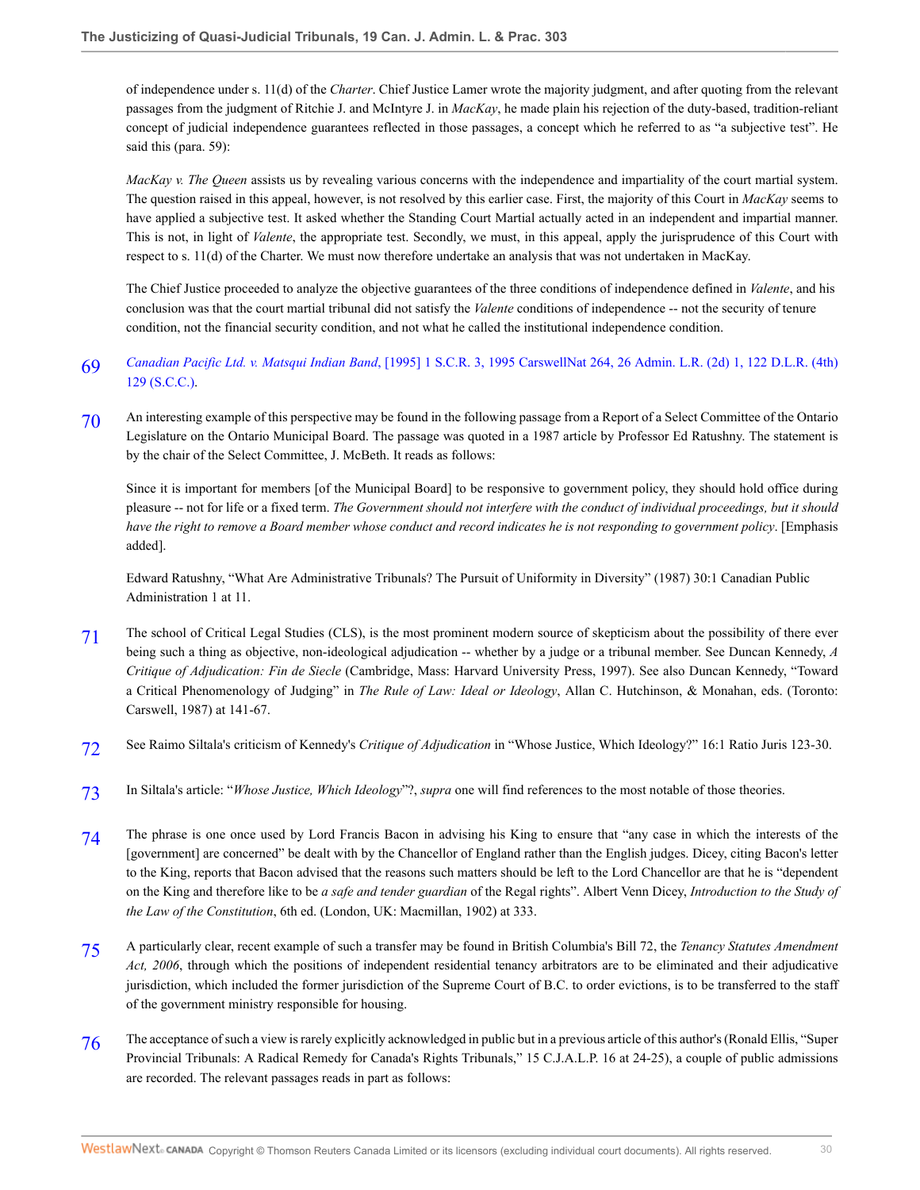of independence under s. 11(d) of the *Charter*. Chief Justice Lamer wrote the majority judgment, and after quoting from the relevant passages from the judgment of Ritchie J. and McIntyre J. in *MacKay*, he made plain his rejection of the duty-based, tradition-reliant concept of judicial independence guarantees reflected in those passages, a concept which he referred to as "a subjective test". He said this (para. 59):

> *MacKay v. The Queen* assists us by revealing various concerns with the independence and impartiality of the court martial system. The question raised in this appeal, however, is not resolved by this earlier case. First, the majority of this Court in *MacKay* seems to have applied a subjective test. It asked whether the Standing Court Martial actually acted in an independent and impartial manner. This is not, in light of *Valente*, the appropriate test. Secondly, we must, in this appeal, apply the jurisprudence of this Court with respect to s. 11(d) of the Charter. We must now therefore undertake an analysis that was not undertaken in MacKay.

The Chief Justice proceeded to analyze the objective guarantees of the three conditions of independence defined in *Valente*, and his conclusion was that the court martial tribunal did not satisfy the *Valente* conditions of independence -- not the security of tenure condition, not the financial security condition, and not what he called the institutional independence condition.

69 *Canadian Pacific Ltd. v. Matsqui Indian Band*, [1995] 1 S.C.R. 3, 1995 CarswellNat 264, 26 Admin. L.R. (2d) 1, 122 D.L.R. (4th) 129 (S.C.C.).

70 An interesting example of this perspective may be found in the following passage from a Report of a Select Committee of the Ontario Legislature on the Ontario Municipal Board. The passage was quoted in a 1987 article by Professor Ed Ratushny. The statement is by the chair of the Select Committee, J. McBeth. It reads as follows:

> Since it is important for members [of the Municipal Board] to be responsive to government policy, they should hold office during pleasure -- not for life or a fixed term. *The Government should not interfere with the conduct of individual proceedings, but it should have the right to remove a Board member whose conduct and record indicates he is not responding to government policy*. [Emphasis added].

Edward Ratushny, "What Are Administrative Tribunals? The Pursuit of Uniformity in Diversity" (1987) 30:1 Canadian Public Administration 1 at 11.

71 The school of Critical Legal Studies (CLS), is the most prominent modern source of skepticism about the possibility of there ever being such a thing as objective, non-ideological adjudication -- whether by a judge or a tribunal member. See Duncan Kennedy, *A Critique of Adjudication: Fin de Siecle* (Cambridge, Mass: Harvard University Press, 1997). See also Duncan Kennedy, "Toward a Critical Phenomenology of Judging" in *The Rule of Law: Ideal or Ideology*, Allan C. Hutchinson, & Monahan, eds. (Toronto: Carswell, 1987) at 141-67.

72 See Raimo Siltala's criticism of Kennedy's *Critique of Adjudication* in "Whose Justice, Which Ideology?" 16:1 Ratio Juris 123-30.

73 In Siltala's article: "*Whose Justice, Which Ideology*"?, *supra* one will find references to the most notable of those theories.

74 The phrase is one once used by Lord Francis Bacon in advising his King to ensure that "any case in which the interests of the [government] are concerned" be dealt with by the Chancellor of England rather than the English judges. Dicey, citing Bacon's letter to the King, reports that Bacon advised that the reasons such matters should be left to the Lord Chancellor are that he is "dependent on the King and therefore like to be *a safe and tender guardian* of the Regal rights". Albert Venn Dicey, *Introduction to the Study of the Law of the Constitution*, 6th ed. (London, UK: Macmillan, 1902) at 333.

75 A particularly clear, recent example of such a transfer may be found in British Columbia's Bill 72, the *Tenancy Statutes Amendment Act, 2006*, through which the positions of independent residential tenancy arbitrators are to be eliminated and their adjudicative jurisdiction, which included the former jurisdiction of the Supreme Court of B.C. to order evictions, is to be transferred to the staff of the government ministry responsible for housing.

76 The acceptance of such a view is rarely explicitly acknowledged in public but in a previous article of this author's (Ronald Ellis, "Super Provincial Tribunals: A Radical Remedy for Canada's Rights Tribunals," 15 C.J.A.L.P. 16 at 24-25), a couple of public admissions are recorded. The relevant passages reads in part as follows: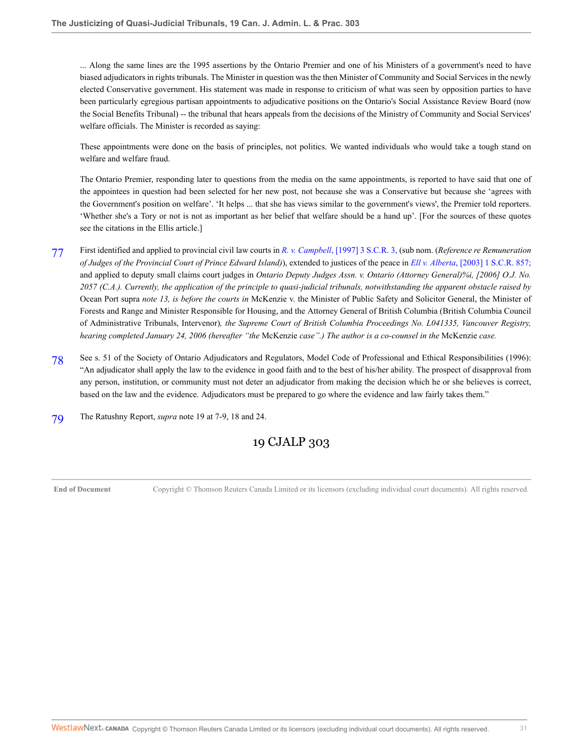... Along the same lines are the 1995 assertions by the Ontario Premier and one of his Ministers of a government's need to have biased adjudicators in rights tribunals. The Minister in question was the then Minister of Community and Social Services in the newly elected Conservative government. His statement was made in response to criticism of what was seen by opposition parties to have been particularly egregious partisan appointments to adjudicative positions on the Ontario's Social Assistance Review Board (now the Social Benefits Tribunal) -- the tribunal that hears appeals from the decisions of the Ministry of Community and Social Services' welfare officials. The Minister is recorded as saying:

These appointments were done on the basis of principles, not politics. We wanted individuals who would take a tough stand on welfare and welfare fraud.

The Ontario Premier, responding later to questions from the media on the same appointments, is reported to have said that one of the appointees in question had been selected for her new post, not because she was a Conservative but because she 'agrees with the Government's position on welfare'. 'It helps ... that she has views similar to the government's views', the Premier told reporters. 'Whether she's a Tory or not is not as important as her belief that welfare should be a hand up'. [For the sources of these quotes see the citations in the Ellis article.]

77 First identified and applied to provincial civil law courts in *R. v. Campbell*, [1997] 3 S.C.R. 3, (sub nom. (*Reference re Remuneration of Judges of the Provincial Court of Prince Edward Island)*), extended to justices of the peace in *Ell v. Alberta*, [2003] 1 S.C.R. 857; and applied to deputy small claims court judges in *Ontario Deputy Judges Assn. v. Ontario (Attorney General)%i, [2006] O.J. No. 2057 (C.A.). Currently, the application of the principle to quasi-judicial tribunals, notwithstanding the apparent obstacle raised by* Ocean Port supra *note 13, is before the courts in* McKenzie v. the Minister of Public Safety and Solicitor General, the Minister of Forests and Range and Minister Responsible for Housing, and the Attorney General of British Columbia (British Columbia Council of Administrative Tribunals, Intervenor)*, the Supreme Court of British Columbia Proceedings No. L041335, Vancouver Registry, hearing completed January 24, 2006 (hereafter "the* McKenzie *case".) The author is a co-counsel in the* McKenzie *case.*

78 See s. 51 of the Society of Ontario Adjudicators and Regulators, Model Code of Professional and Ethical Responsibilities (1996): "An adjudicator shall apply the law to the evidence in good faith and to the best of his/her ability. The prospect of disapproval from any person, institution, or community must not deter an adjudicator from making the decision which he or she believes is correct, based on the law and the evidence. Adjudicators must be prepared to go where the evidence and law fairly takes them."

79 The Ratushny Report, *supra* note 19 at 7-9, 18 and 24.

19 CJALP 303

End of Document Copyright © Thomson Reuters Canada Limited or its licensors (excluding individual court documents). All rights reserved.